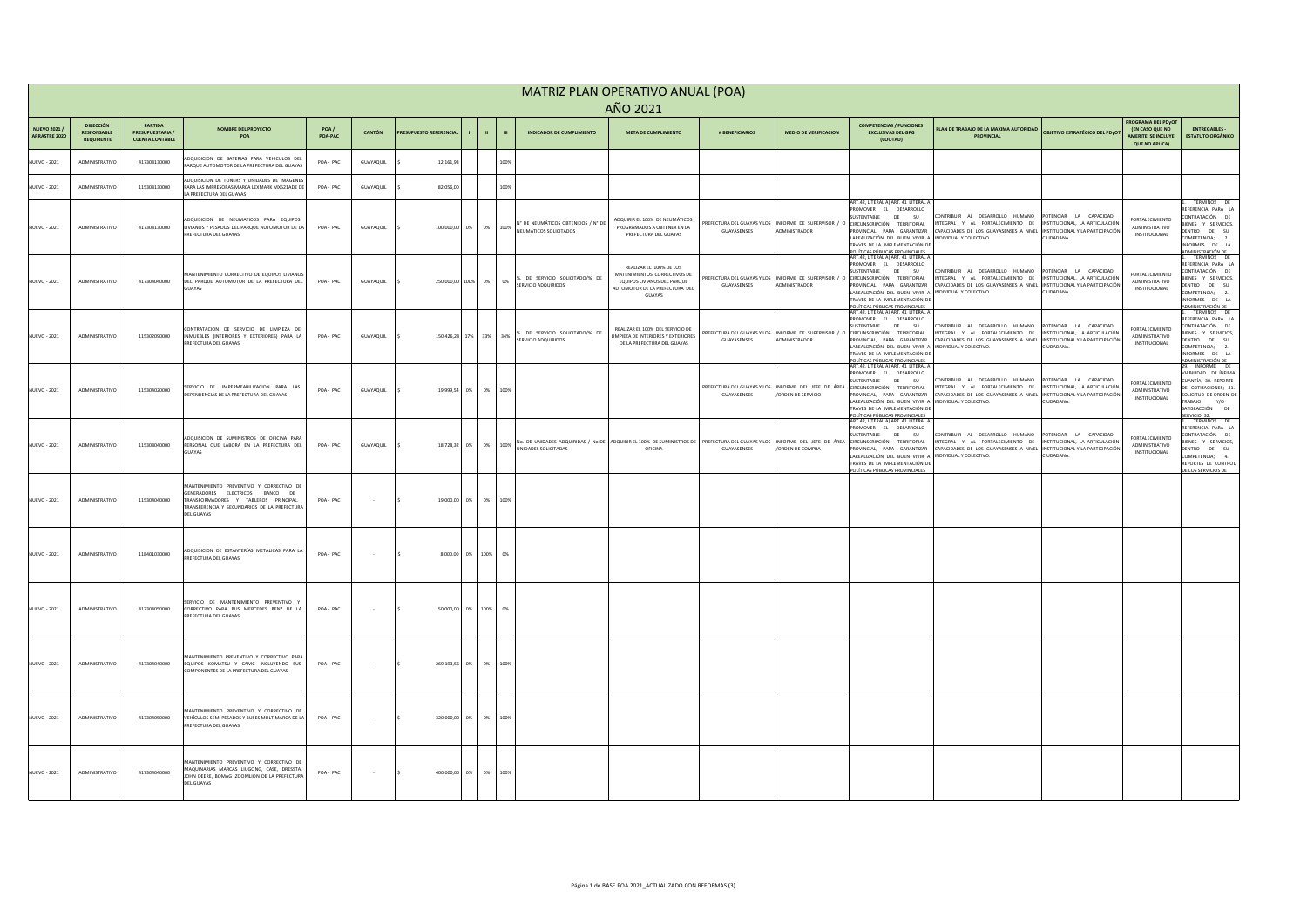# MATRIZ PLAN OPERATIVO ANUAL (POA)

## AÑO 2021

| NUEVO 2021 / ARRASTRE 2020 | DIRECCIÓN RESPONSABLE REQUIRENTE | PARTIDA PRESUPUESTARIA / CUENTA CONTABLE | NOMBRE DEL PROYECTO POA | POA / POA-PAC | CANTÓN | PRESUPUESTO REFERENCIAL | I | II | III | INDICADOR DE CUMPLIMIENTO | META DE CUMPLIMIENTO | # BENEFICIARIOS | MEDIO DE VERIFICACION | COMPETENCIAS / FUNCIONES EXCLUSIVAS DEL GPG (COOTAD) | PLAN DE TRABAJO DE LA MAXIMA AUTORIDAD PROVINCIAL | OBJETIVO ESTRATÉGICO DEL PDyOT | PROGRAMA DEL PDyOT (EN CASO QUE NO AMERITE, SE INCLUYE QUE NO APLICA) | ENTREGABLES - ESTATUTO ORGÁNICO |
|---|---|---|---|---|---|---|---|---|---|---|---|---|---|---|---|---|---|---|
| NUEVO - 2021 | ADMINISTRATIVO | 417308130000 | ADQUISICION DE BATERIAS PARA VEHICULOS DEL PARQUE AUTOMOTOR DE LA PREFECTURA DEL GUAYAS | POA - PAC | GUAYAQUIL | $ 12.161,93 | | | 100% | | | | | | | | | |
| NUEVO - 2021 | ADMINISTRATIVO | 115308130000 | ADQUISICION DE TONERS Y UNIDADES DE IMÁGENES PARA LAS IMPRESORAS MARCA LEXMARK MX521ADE DE LA PREFECTURA DEL GUAYAS | POA - PAC | GUAYAQUIL | $ 82.056,00 | | | 100% | | | | | | | | | |
| NUEVO - 2021 | ADMINISTRATIVO | 417308130000 | ADQUISICION DE NEUMATICOS PARA EQUIPOS LIVIANOS Y PESADOS DEL PARQUE AUTOMOTOR DE LA PREFECTURA DEL GUAYAS | POA - PAC | GUAYAQUIL | $ 100.000,00 | 0% | 0% | 100% | N° DE NEUMÁTICOS OBTENIDOS / N° DE NEUMÁTICOS SOLICITADOS | ADQUIRIR EL 100% DE NEUMÁTICOS PROGRAMADOS A OBTENER EN LA PREFECTURA DEL GUAYAS | PREFECTURA DEL GUAYAS Y LOS GUAYASENSES | INFORME DE SUPERVISOR / O ADMINISTRADOR | ART.42, LITERAL A) ART. 41 LITERAL A) PROMOVER EL DESARROLLO SUSTENTABLE DE SU CIRCUNSCRIPCIÓN TERRITORIAL PROVINCIAL, PARA GARANTIZAR LAREALIZACIÓN DEL BUEN VIVIR A TRAVÉS DE LA IMPLEMENTACIÓN DE POLÍTICAS PÚBLICAS PROVINCIALES | CONTRIBUIR AL DESARROLLO HUMANO INTEGRAL Y AL FORTALECIMIENTO DE CAPACIDADES DE LOS GUAYASENSES A NIVEL INDIVIDUAL Y COLECTIVO. | POTENCIAR LA CAPACIDAD INSTITUCIONAL, LA ARTICULACIÓN INSTITUCIONAL Y LA PARTICIPACIÓN CIUDADANA. | FORTALECIMIENTO ADMINISTRATIVO INSTITUCIONAL | 1. TERMINOS DE REFERENCIA PARA LA CONTRATACIÓN DE BIENES Y SERVICIOS, DENTRO DE SU COMPETENCIA; 2. INFORMES DE LA ADMINISTRACIÓN DE |
| NUEVO - 2021 | ADMINISTRATIVO | 417304040000 | MANTENIMIENTO CORRECTIVO DE EQUIPOS LIVIANOS DEL PARQUE AUTOMOTOR DE LA PREFECTURA DEL GUAYAS | POA - PAC | GUAYAQUIL | $ 250.000,00 | 100% | 0% | 0% | %. DE SERVICIO SOLICITADO/% DE SERVICIO ADQUIRIDOS | REALIZAR EL 100% DE LOS MATENIMIENTOS CORRECTIVOS DE EQUIPOS LIVIANOS DEL PARQUE AUTOMOTOR DE LA PREFECTURA DEL GUAYAS | PREFECTURA DEL GUAYAS Y LOS GUAYASENSES | INFORME DE SUPERVISOR / O ADMINISTRADOR | ART.42, LITERAL A) ART. 41 LITERAL A) PROMOVER EL DESARROLLO SUSTENTABLE DE SU CIRCUNSCRIPCIÓN TERRITORIAL PROVINCIAL, PARA GARANTIZAR LAREALIZACIÓN DEL BUEN VIVIR A TRAVÉS DE LA IMPLEMENTACIÓN DE POLÍTICAS PÚBLICAS PROVINCIALES | CONTRIBUIR AL DESARROLLO HUMANO INTEGRAL Y AL FORTALECIMIENTO DE CAPACIDADES DE LOS GUAYASENSES A NIVEL INDIVIDUAL Y COLECTIVO. | POTENCIAR LA CAPACIDAD INSTITUCIONAL, LA ARTICULACIÓN INSTITUCIONAL Y LA PARTICIPACIÓN CIUDADANA. | FORTALECIMIENTO ADMINISTRATIVO INSTITUCIONAL | 1. TERMINOS DE REFERENCIA PARA LA CONTRATACIÓN DE BIENES Y SERVICIOS, DENTRO DE SU COMPETENCIA; 2. INFORMES DE LA ADMINISTRACIÓN DE |
| NUEVO - 2021 | ADMINISTRATIVO | 115302090000 | CONTRATACION DE SERVICIO DE LIMPIEZA DE INMUEBLES (INTERIORES Y EXTERIORES) PARA LA PREFECTURA DEL GUAYAS | POA - PAC | GUAYAQUIL | $ 150.426,28 | 17% | 33% | 34% | %. DE SERVICIO SOLICITADO/% DE SERVICIO ADQUIRIDOS | REALIZAR EL 100% DEL SERVICIO DE LIMPIEZA DE INTERIORES Y EXTERIORES DE LA PREFECTURA DEL GUAYAS | PREFECTURA DEL GUAYAS Y LOS GUAYASENSES | INFORME DE SUPERVISOR / O ADMINISTRADOR | ART.42, LITERAL A) ART. 41 LITERAL A) PROMOVER EL DESARROLLO SUSTENTABLE DE SU CIRCUNSCRIPCIÓN TERRITORIAL PROVINCIAL, PARA GARANTIZAR LAREALIZACIÓN DEL BUEN VIVIR A TRAVÉS DE LA IMPLEMENTACIÓN DE POLÍTICAS PÚBLICAS PROVINCIALES | CONTRIBUIR AL DESARROLLO HUMANO INTEGRAL Y AL FORTALECIMIENTO DE CAPACIDADES DE LOS GUAYASENSES A NIVEL INDIVIDUAL Y COLECTIVO. | POTENCIAR LA CAPACIDAD INSTITUCIONAL, LA ARTICULACIÓN INSTITUCIONAL Y LA PARTICIPACIÓN CIUDADANA. | FORTALECIMIENTO ADMINISTRATIVO INSTITUCIONAL | 1. TERMINOS DE REFERENCIA PARA LA CONTRATACIÓN DE BIENES Y SERVICIOS, DENTRO DE SU COMPETENCIA; 2. INFORMES DE LA ADMINISTRACIÓN DE |
| NUEVO - 2021 | ADMINISTRATIVO | 115304020000 | SERVICIO DE IMPERMEABILIZACION PARA LAS DEPENDENCIAS DE LA PREFECTURA DEL GUAYAS | POA - PAC | GUAYAQUIL | $ 19.999,54 | 0% | 0% | 100% | | | PREFECTURA DEL GUAYAS Y LOS GUAYASENSES | INFORME DEL JEFE DE ÁREA /ORDEN DE SERVICIO | ART.42, LITERAL A) ART. 41 LITERAL A) PROMOVER EL DESARROLLO SUSTENTABLE DE SU CIRCUNSCRIPCIÓN TERRITORIAL PROVINCIAL, PARA GARANTIZAR LAREALIZACIÓN DEL BUEN VIVIR A TRAVÉS DE LA IMPLEMENTACIÓN DE POLÍTICAS PÚBLICAS PROVINCIALES | CONTRIBUIR AL DESARROLLO HUMANO INTEGRAL Y AL FORTALECIMIENTO DE CAPACIDADES DE LOS GUAYASENSES A NIVEL INDIVIDUAL Y COLECTIVO. | POTENCIAR LA CAPACIDAD INSTITUCIONAL, LA ARTICULACIÓN INSTITUCIONAL Y LA PARTICIPACIÓN CIUDADANA. | FORTALECIMIENTO ADMINISTRATIVO INSTITUCIONAL | 29. INFORME DE VIABILIDAD DE ÍNFIMA CUANTÍA; 30. REPORTE DE COTIZACIONES; 31. SOLICITUD DE ORDEN DE TRABAJO Y/O SATISFACCIÓN DE SERVICIO; 32. |
| NUEVO - 2021 | ADMINISTRATIVO | 115308040000 | ADQUISICION DE SUMINISTROS DE OFICINA PARA PERSONAL QUE LABORA EN LA PREFECTURA DEL GUAYAS | POA - PAC | GUAYAQUIL | $ 18.728,32 | 0% | 0% | 100% | No. DE UNIDADES ADQUIRIDAS / No.DE UNIDADES SOLICITADAS | ADQUIRIR EL 100% DE SUMINISTROS DE OFICINA | PREFECTURA DEL GUAYAS Y LOS GUAYASENSES | INFORME DEL JEFE DE ÁREA /ORDEN DE COMPRA | ART.42, LITERAL A) ART. 41 LITERAL A) PROMOVER EL DESARROLLO SUSTENTABLE DE SU CIRCUNSCRIPCIÓN TERRITORIAL PROVINCIAL, PARA GARANTIZAR LAREALIZACIÓN DEL BUEN VIVIR A TRAVÉS DE LA IMPLEMENTACIÓN DE POLÍTICAS PÚBLICAS PROVINCIALES | CONTRIBUIR AL DESARROLLO HUMANO INTEGRAL Y AL FORTALECIMIENTO DE CAPACIDADES DE LOS GUAYASENSES A NIVEL INDIVIDUAL Y COLECTIVO. | POTENCIAR LA CAPACIDAD INSTITUCIONAL, LA ARTICULACIÓN INSTITUCIONAL Y LA PARTICIPACIÓN CIUDADANA. | FORTALECIMIENTO ADMINISTRATIVO INSTITUCIONAL | 1. TERMINOS DE REFERENCIA PARA LA CONTRATACIÓN DE BIENES Y SERVICIOS, DENTRO DE SU COMPETENCIA; 4. REPORTES DE CONTROL DE LOS SERVICIOS DE |
| NUEVO - 2021 | ADMINISTRATIVO | 115304040000 | MANTENIMIENTO PREVENTIVO Y CORRECTIVO DE GENERADORES ELECTRICOS BANCO DE TRANSFORMADORES Y TABLEROS PRINCIPAL, TRANSFERENCIA Y SECUNDARIOS DE LA PREFECTURA DEL GUAYAS | POA - PAC | - | $ 19.000,00 | 0% | 0% | 100% | | | | | | | | | |
| NUEVO - 2021 | ADMINISTRATIVO | 118401030000 | ADQUISICION DE ESTANTERÍAS METAUCAS PARA LA PREFECTURA DEL GUAYAS | POA - PAC | - | $ 8.000,00 | 0% | 100% | 0% | | | | | | | | | |
| NUEVO - 2021 | ADMINISTRATIVO | 417304050000 | SERVICIO DE MANTENIMIENTO PREVENTIVO Y CORRECTIVO PARA BUS MERCEDES BENZ DE LA PREFECTURA DEL GUAYAS | POA - PAC | - | $ 50.000,00 | 0% | 100% | 0% | | | | | | | | | |
| NUEVO - 2021 | ADMINISTRATIVO | 417304040000 | MANTENIMIENTO PREVENTIVO Y CORRECTIVO PARA EQUIPOS KOMATSU Y CAMC INCLUYENDO SUS COMPONENTES DE LA PREFECTURA DEL GUAYAS | POA - PAC | - | $ 269.193,56 | 0% | 0% | 100% | | | | | | | | | |
| NUEVO - 2021 | ADMINISTRATIVO | 417304050000 | MANTENIMIENTO PREVENTIVO Y CORRECTIVO DE VEHÍCULOS SEMI PESADOS Y BUSES MULTIMARCA DE LA PREFECTURA DEL GUAYAS | POA - PAC | - | $ 320.000,00 | 0% | 0% | 100% | | | | | | | | | |
| NUEVO - 2021 | ADMINISTRATIVO | 417304040000 | MANTENIMIENTO PREVENTIVO Y CORRECTIVO DE MAQUINARIAS MARCAS LIUGONG, CASE, DRESSTA, JOHN DEERE, BOMAG ,ZOOMLION DE LA PREFECTURA DEL GUAYAS | POA - PAC | - | $ 400.000,00 | 0% | 0% | 100% | | | | | | | | | |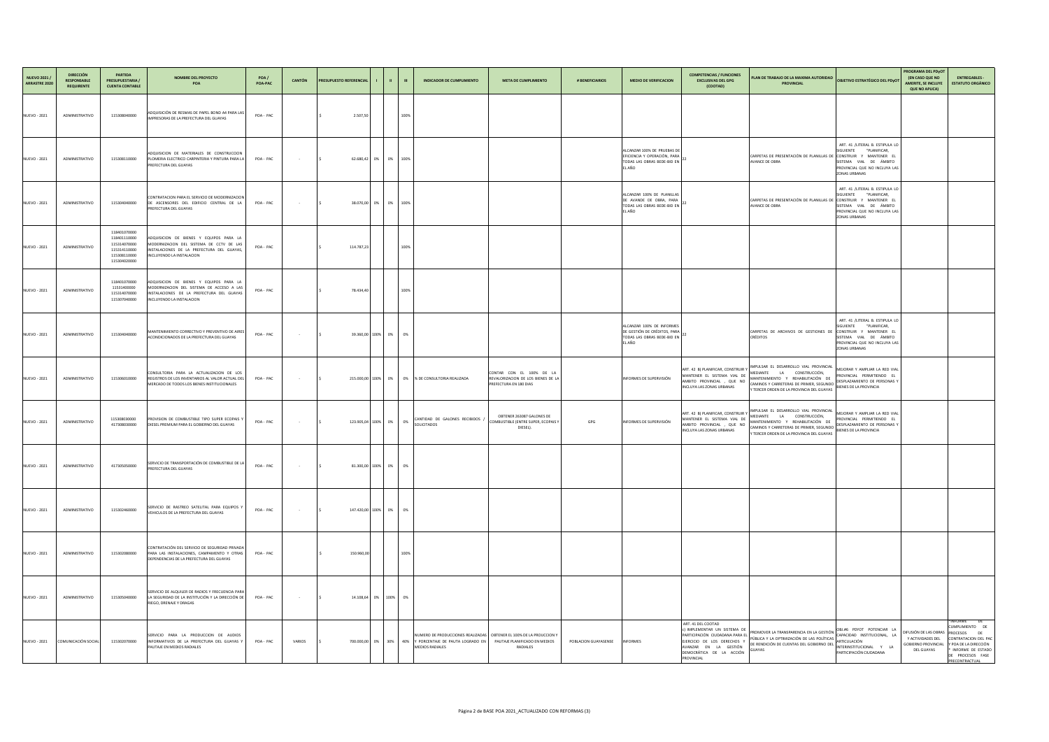| NUEVO 2021 / ARRASTRE 2020 | DIRECCIÓN RESPONSABLE REQUIRENTE | PARTIDA PRESUPUESTARIA / CUENTA CONTABLE | NOMBRE DEL PROYECTO POA | POA / POA-PAC | CANTÓN | PRESUPUESTO REFERENCIAL | I | II | III | INDICADOR DE CUMPLIMIENTO | META DE CUMPLIMIENTO | # BENEFICIARIOS | MEDIO DE VERIFICACION | COMPETENCIAS / FUNCIONES EXCLUSIVAS DEL GPG (COOTAD) | PLAN DE TRABAJO DE LA MAXIMA AUTORIDAD PROVINCIAL | OBJETIVO ESTRATÉGICO DEL PDyOT | PROGRAMA DEL PDyOT (EN CASO QUE NO AMERITE, SE INCLUYE QUE NO APLICA) | ENTREGABLES - ESTATUTO ORGÁNICO |
|---|---|---|---|---|---|---|---|---|---|---|---|---|---|---|---|---|---|---|
| NUEVO - 2021 | ADMINISTRATIVO | 115308040000 | ADQUISICIÓN DE RESMAS DE PAPEL BOND A4 PARA LAS IMPRESORAS DE LA PREFECTURA DEL GUAYAS | POA - PAC | | $ 2.507,50 | | | 100% | | | | | | | | | |
| NUEVO - 2021 | ADMINISTRATIVO | 115308110000 | ADQUISICION DE MATERIALES DE CONSTRUCCION PLOMERIA ELECTRICO CARPINTERIA Y PINTURA PARA LA PREFECTURA DEL GUAYAS | POA - PAC | - | $ 62.680,42 | 0% | 0% | 100% | | | | ALCANZAR 100% DE PRUEBAS DE EFICIENCIA Y OPERACIÓN, PARA TODAS LAS OBRAS BEDE-BID EN EL AÑO | 22 | CARPETAS DE PRESENTACIÓN DE PLANILLAS DE AVANCE DE OBRA | ART. 41 /LITERAL B. ESTIPULA LO SIGUIENTE "PLANIFICAR, CONSTRUIR Y MANTENER EL SISTEMA VIAL DE ÁMBITO PROVINCIAL QUE NO INCLUYA LAS ZONAS URBANAS | | |
| NUEVO - 2021 | ADMINISTRATIVO | 115304040000 | CONTRATACION PARA EL SERVICIO DE MODERNIZACION DE ASCENSORES DEL EDIFICIO CENTRAL DE LA PREFECTURA DEL GUAYAS | POA - PAC | - | $ 38.070,00 | 0% | 0% | 100% | | | | ALCANZAR 100% DE PLANILLAS DE AVANDE DE OBRA, PARA TODAS LAS OBRAS BEDE-BID EN EL AÑO | 22 | CARPETAS DE PRESENTACIÓN DE PLANILLAS DE AVANCE DE OBRA | ART. 41 /LITERAL B. ESTIPULA LO SIGUIENTE "PLANIFICAR, CONSTRUIR Y MANTENER EL SISTEMA VIAL DE ÁMBITO PROVINCIAL QUE NO INCLUYA LAS ZONAS URBANAS | | |
| NUEVO - 2021 | ADMINISTRATIVO | 118401070000 118401110000 115314070000 115314110000 115308110000 115304020000 | ADQUISICION DE BIENES Y EQUIPOS PARA LA MODERNIZACION DEL SISTEMA DE CCTV DE LAS INSTALACIONES DE LA PREFECTURA DEL GUAYAS, INCLUYENDO LA INSTALACION | POA - PAC | | $ 114.787,23 | | | 100% | | | | | | | | | |
| NUEVO - 2021 | ADMINISTRATIVO | 118401070000 11531400000 115314070000 115307040000 | ADQUISICION DE BIENES Y EQUIPOS PARA LA MODERNIZACION DEL SISTEMA DE ACCESO A LAS INSTALACIONES DE LA PREFECTURA DEL GUAYAS INCLUYENDO LA INSTALACION | POA - PAC | | $ 78.434,40 | | | 100% | | | | | | | | | |
| NUEVO - 2021 | ADMINISTRATIVO | 115304040000 | MANTENIMIENTO CORRECTIVO Y PREVENTIVO DE AIRES ACONDICIONADOS DE LA PREFECTURA DEL GUAYAS | POA - PAC | - | $ 39.360,00 | 100% | 0% | 0% | | | | ALCANZAR 100% DE INFORMES DE GESTIÓN DE CRÉDITOS, PARA TODAS LAS OBRAS BEDE-BID EN EL AÑO | 22 | CARPETAS DE ARCHIVOS DE GESTIONES DE CRÉDITOS | ART. 41 /LITERAL B. ESTIPULA LO SIGUIENTE "PLANIFICAR, CONSTRUIR Y MANTENER EL SISTEMA VIAL DE ÁMBITO PROVINCIAL QUE NO INCLUYA LAS ZONAS URBANAS | | |
| NUEVO - 2021 | ADMINISTRATIVO | 115306010000 | CONSULTORIA PARA LA ACTUALIZACION DE LOS REGISTROS DE LOS INVENTARIOS AL VALOR ACTUAL DEL MERCADO DE TODOS LOS BIENES INSTITUCIONALES | POA - PAC | - | $ 215.000,00 | 100% | 0% | 0% | % DE CONSULTORIA REALIZADA | CONTAR CON EL 100% DE LA REVALORIZACION DE LOS BIENES DE LA PREFECTURA EN 180 DIAS | | INFORMES DE SUPERVISIÓN | ART. 42 B) PLANIFICAR, CONSTRUIR Y MANTENER EL SISTEMA VIAL DE ÁMBITO PROVINCIAL , QUE NO INCLUYA LAS ZONAS URBANAS | IMPULSAR EL DESARROLLO VIAL PROVINCIAL MEDIANTE LA CONSTRUCCIÓN, MANTENIMIENTO Y REHABILITACIÓN DE CAMINOS Y CARRETERAS DE PRIMER, SEGUNDO Y TERCER ORDEN DE LA PROVINCIA DEL GUAYAS | MEJORAR Y AMPLIAR LA RED VIAL PROVINCIAL PERMITIENDO EL DESPLAZAMIENTO DE PERSONAS Y BIENES DE LA PROVINCIA | | |
| NUEVO - 2021 | ADMINISTRATIVO | 115308030000 417308030000 | PROVISION DE COMBUSTIBLE TIPO SUPER ECOPAIS Y DIESEL PREMIUM PARA EL GOBIERNO DEL GUAYAS | POA - PAC | - | $ 123.905,04 | 100% | 0% | 0% | CANTIDAD DE GALONES RECIBIDOS / SOLICITADOS | OBTENER 263087 GALONES DE COMBUSTIBLE (ENTRE SUPER, ECOPAIS Y DIESEL). | GPG | INFORMES DE SUPERVISIÓN | ART. 42 B) PLANIFICAR, CONSTRUIR Y MANTENER EL SISTEMA VIAL DE ÁMBITO PROVINCIAL , QUE NO INCLUYA LAS ZONAS URBANAS | IMPULSAR EL DESARROLLO VIAL PROVINCIAL MEDIANTE LA CONSTRUCCIÓN, MANTENIMIENTO Y REHABILITACIÓN DE CAMINOS Y CARRETERAS DE PRIMER, SEGUNDO Y TERCER ORDEN DE LA PROVINCIA DEL GUAYAS | MEJORAR Y AMPLIAR LA RED VIAL PROVINCIAL PERMITIENDO EL DESPLAZAMIENTO DE PERSONAS Y BIENES DE LA PROVINCIA | | |
| NUEVO - 2021 | ADMINISTRATIVO | 417305050000 | SERVICIO DE TRANSPORTACIÓN DE COMBUSTIBLE DE LA PREFECTURA DEL GUAYAS | POA - PAC | - | $ 81.300,00 | 100% | 0% | 0% | | | | | | | | | |
| NUEVO - 2021 | ADMINISTRATIVO | 115302460000 | SERVICIO DE RASTREO SATELITAL PARA EQUIPOS Y VEHICULOS DE LA PREFECTURA DEL GUAYAS | POA - PAC | - | $ 147.420,00 | 100% | 0% | 0% | | | | | | | | | |
| NUEVO - 2021 | ADMINISTRATIVO | 115302080000 | CONTRATACIÓN DEL SERVICIO DE SEGURIDAD PRIVADA PARA LAS INSTALACIONES, CAMPAMENTO Y OTRAS DEPENDENCIAS DE LA PREFECTURA DEL GUAYAS | POA - PAC | | $ 150.960,00 | | | 100% | | | | | | | | | |
| NUEVO - 2021 | ADMINISTRATIVO | 115305040000 | SERVICIO DE ALQUILER DE RADIOS Y FRECUENCIA PARA LA SEGURIDAD DE LA INSTITUCIÓN Y LA DIRECCIÓN DE RIEGO, DRENAJE Y DRAGAS | POA - PAC | - | $ 14.108,64 | 0% | 100% | 0% | | | | | | | | | |
| NUEVO - 2021 | COMUNICACIÓN SOCIAL | 115302070000 | SERVICIO PARA LA PRODUCCION DE AUDIOS INFORMATIVOS DE LA PREFECTURA DEL GUAYAS Y PAUTAJE EN MEDIOS RADIALES | POA - PAC | VARIOS | $ 700.000,00 | 0% | 30% | 40% | NUMERO DE PRODUCCIONES REALIZADAS Y PORCENTAJE DE PAUTA LOGRADO EN MEDIOS RADIALES | OBTENER EL 100% DE LA PRODUCCION Y PAUTAJE PLANIFICADO EN MEDIOS RADIALES | POBLACION GUAYASENSE | INFORMES | ART. 41 DEL COOTAD c) IMPLEMENTAR UN SISTEMA DE PARTICIPACIÓN CIUDADANA PARA EL EJERCICIO DE LOS DERECHOS Y AVANZAR EN LA GESTIÓN DEMOCRÁTICA DE LA ACCIÓN PROVINCIAL | PROMOVER LA TRANSPARENCIA EN LA GESTIÓN PÚBLICA Y LA OPTIMIZACIÓN DE LAS POLÍTICAS DE RENDICIÓN DE CUENTAS DEL GOBIERNO DEL GUAYAS | OBJ #6 PDYOT POTENCIAR LA CAPACIDAD INSTITUCIONAL, LA ARTICULACIÓN INTERINSTITUCIONAL Y LA PARTICIPACIÓN CIUDADANA | DIFUSIÓN DE LAS OBRAS Y ACTIVIDADES DEL GOBIERNO PROVINCIAL DEL GUAYAS | *INFORME DE CUMPLIMIENTO DE PROCESOS DE CONTRATACION DEL PAC Y POA DE LA DIRECCIÓN * INFORME DE ESTADO DE PROCESOS FASE PRECONTRACTUAL |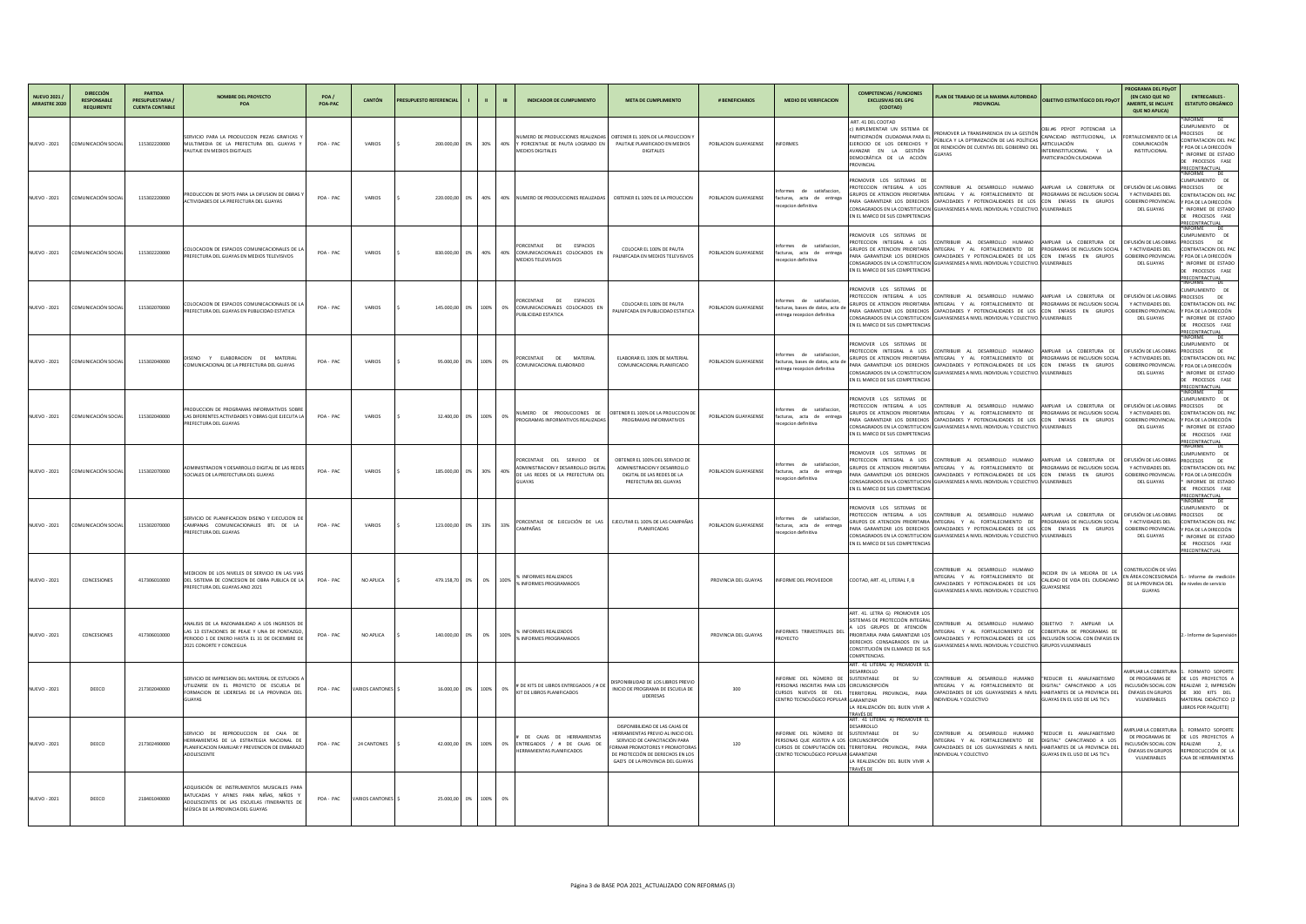| NUEVO 2021 / ARRASTRE 2020 | DIRECCIÓN RESPONSABLE REQUIRENTE | PARTIDA PRESUPUESTARIA / CUENTA CONTABLE | NOMBRE DEL PROYECTO POA | POA / POA-PAC | CANTÓN | PRESUPUESTO REFERENCIAL | I | II | III | INDICADOR DE CUMPLIMIENTO | META DE CUMPLIMIENTO | # BENEFICIARIOS | MEDIO DE VERIFICACION | COMPETENCIAS / FUNCIONES EXCLUSIVAS DEL GPG (COOTAD) | PLAN DE TRABAJO DE LA MAXIMA AUTORIDAD PROVINCIAL | OBJETIVO ESTRATÉGICO DEL PDyOT | PROGRAMA DEL PDyOT (EN CASO QUE NO AMERITE, SE INCLUYE QUE NO APLICA) | ENTREGABLES - ESTATUTO ORGÁNICO |
|---|---|---|---|---|---|---|---|---|---|---|---|---|---|---|---|---|---|---|
| NUEVO - 2021 | COMUNICACIÓN SOCIAL | 115302200000 | SERVICIO PARA LA PRODUCCION PIEZAS GRAFICAS Y MULTIMEDIA DE LA PREFECTURA DEL GUAYAS Y PAUTAJE EN MEDIOS DIGITALES | POA - PAC | VARIOS | $ 200.000,00 | 0% | 30% | 40% | NUMERO DE PRODUCCIONES REALIZADAS Y PORCENTAJE DE PAUTA LOGRADO EN MEDIOS DIGITALES | OBTENER EL 100% DE LA PROUCCION Y PAUTAJE PLANIFICADO EN MEDIOS DIGITALES | POBLACION GUAYASENSE | INFORMES | ART. 41 DEL COOTAD c) IMPLEMENTAR UN SISTEMA DE PARTICIPACIÓN CIUDADANA PARA EL EJERCICIO DE LOS DERECHOS Y AVANZAR EN LA GESTIÓN DEMOCRÁTICA DE LA ACCIÓN PROVINCIAL | PROMOVER LA TRANSPARENCIA EN LA GESTIÓN PÚBLICA Y LA OPTIMIZACIÓN DE LAS POLÍTICAS DE RENDICIÓN DE CUENTAS DEL GOBIERNO DEL GUAYAS | OBJ#6 PDYOT POTENCIAR LA CAPACIDAD INSTITUCIONAL, LA ARTICULACIÓN INTERINSTITUCIONAL Y LA PARTICIPACIÓN CIUDADANA | FORTALECIMIENTO DE LA COMUNICACIÓN INSTITUCIONAL | *INFORME DE CUMPLIMIENTO DE PROCESOS DE CONTRATACION DEL PAC Y POA DE LA DIRECCIÓN * INFORME DE ESTADO DE PROCESOS FASE PRECONTRACTUAL |
| NUEVO - 2021 | COMUNICACIÓN SOCIAL | 115302200000 | PRODUCCION DE SPOTS PARA LA DIFUSION DE OBRAS Y ACTIVIDADES DE LA PREFECTURA DEL GUAYAS | POA - PAC | VARIOS | $ 220.000,00 | 0% | 40% | 40% | NUMERO DE PRODUCCIONES REALIZADAS | OBTENER EL 100% DE LA PROUCCION | POBLACION GUAYASENSE | Informes de satisfaccion, facturas, acta de entrega recepcion definitiva | PROMOVER LOS SISTEMAS DE PROTECCION INTEGRAL A LOS GRUPOS DE ATENCION PRIORITARIA PARA GARANTIZAR LOS DERECHOS CONSAGRADOS EN LA CONSTITUCION EN EL MARCO DE SUS COMPETENCIAS | CONTRIBUIR AL DESARROLLO HUMANO INTEGRAL Y AL FORTALECIMIENTO DE CAPACIDADES Y POTENCIALIDADES DE LOS GUAYASENSES A NIVEL INDIVIDUAL Y COLECTIVO | AMPLIAR LA COBERTURA DE PROGRAMAS DE INCLUSION SOCIAL CON ENFASIS EN GRUPOS VULNERABLES | DIFUSIÓN DE LAS OBRAS Y ACTIVIDADES DEL GOBIERNO PROVINCIAL DEL GUAYAS | *INFORME DE CUMPLIMIENTO DE PROCESOS DE CONTRATACION DEL PAC Y POA DE LA DIRECCIÓN * INFORME DE ESTADO DE PROCESOS FASE PRECONTRACTUAL |
| NUEVO - 2021 | COMUNICACIÓN SOCIAL | 115302200000 | COLOCACION DE ESPACIOS COMUNICACIONALES DE LA PREFECTURA DEL GUAYAS EN MEDIOS TELEVISIVOS | POA - PAC | VARIOS | $ 830.000,00 | 0% | 40% | 40% | PORCENTAJE DE ESPACIOS COMUNICACIONALES COLOCADOS EN MEDIOS TELEVISIVOS | COLOCAR EL 100% DE PAUTA PALNIFCADA EN MEDIOS TELEVISIVOS | POBLACION GUAYASENSE | Informes de satisfaccion, facturas, acta de entrega recepcion definitiva | PROMOVER LOS SISTEMAS DE PROTECCION INTEGRAL A LOS GRUPOS DE ATENCION PRIORITARIA PARA GARANTIZAR LOS DERECHOS CONSAGRADOS EN LA CONSTITUCION EN EL MARCO DE SUS COMPETENCIAS | CONTRIBUIR AL DESARROLLO HUMANO INTEGRAL Y AL FORTALECIMIENTO DE CAPACIDADES Y POTENCIALIDADES DE LOS GUAYASENSES A NIVEL INDIVIDUAL Y COLECTIVO | AMPLIAR LA COBERTURA DE PROGRAMAS DE INCLUSION SOCIAL CON ENFASIS EN GRUPOS VULNERABLES | DIFUSIÓN DE LAS OBRAS Y ACTIVIDADES DEL GOBIERNO PROVINCIAL DEL GUAYAS | *INFORME DE CUMPLIMIENTO DE PROCESOS DE CONTRATACION DEL PAC Y POA DE LA DIRECCIÓN * INFORME DE ESTADO DE PROCESOS FASE PRECONTRACTUAL |
| NUEVO - 2021 | COMUNICACIÓN SOCIAL | 115302070000 | COLOCACION DE ESPACIOS COMUNICACIONALES DE LA PREFECTURA DEL GUAYAS EN PUBLICIDAD ESTATICA | POA - PAC | VARIOS | $ 145.000,00 | 0% | 100% | 0% | PORCENTAJE DE ESPACIOS COMUNICACIONALES COLOCADOS EN PUBLICIDAD ESTATICA | COLOCAR EL 100% DE PAUTA PALNIFCADA EN PUBLICIDAD ESTATICA | POBLACION GUAYASENSE | Informes de satisfaccion, facturas, bases de datos, acta de entrega recepcion definitiva | PROMOVER LOS SISTEMAS DE PROTECCION INTEGRAL A LOS GRUPOS DE ATENCION PRIORITARIA PARA GARANTIZAR LOS DERECHOS CONSAGRADOS EN LA CONSTITUCION EN EL MARCO DE SUS COMPETENCIAS | CONTRIBUIR AL DESARROLLO HUMANO INTEGRAL Y AL FORTALECIMIENTO DE CAPACIDADES Y POTENCIALIDADES DE LOS GUAYASENSES A NIVEL INDIVIDUAL Y COLECTIVO | AMPLIAR LA COBERTURA DE PROGRAMAS DE INCLUSION SOCIAL CON ENFASIS EN GRUPOS VULNERABLES | DIFUSIÓN DE LAS OBRAS Y ACTIVIDADES DEL GOBIERNO PROVINCIAL DEL GUAYAS | *INFORME DE CUMPLIMIENTO DE PROCESOS DE CONTRATACION DEL PAC Y POA DE LA DIRECCIÓN * INFORME DE ESTADO DE PROCESOS FASE PRECONTRACTUAL |
| NUEVO - 2021 | COMUNICACIÓN SOCIAL | 115302040000 | DISEÑO Y ELABORACION DE MATERIAL COMUNICACIONAL DE LA PREFECTURA DEL GUAYAS | POA - PAC | VARIOS | $ 95.000,00 | 0% | 100% | 0% | PORCENTAJE DE MATERIAL COMUNICACIONAL ELABORADO | ELABORAR EL 100% DE MATERIAL COMUNICACIONAL PLANIFICADO | POBLACION GUAYASENSE | Informes de satisfaccion, facturas, bases de datos, acta de entrega recepcion definitiva | PROMOVER LOS SISTEMAS DE PROTECCION INTEGRAL A LOS GRUPOS DE ATENCION PRIORITARIA PARA GARANTIZAR LOS DERECHOS CONSAGRADOS EN LA CONSTITUCION EN EL MARCO DE SUS COMPETENCIAS | CONTRIBUIR AL DESARROLLO HUMANO INTEGRAL Y AL FORTALECIMIENTO DE CAPACIDADES Y POTENCIALIDADES DE LOS GUAYASENSES A NIVEL INDIVIDUAL Y COLECTIVO | AMPLIAR LA COBERTURA DE PROGRAMAS DE INCLUSION SOCIAL CON ENFASIS EN GRUPOS VULNERABLES | DIFUSIÓN DE LAS OBRAS Y ACTIVIDADES DEL GOBIERNO PROVINCIAL DEL GUAYAS | *INFORME DE CUMPLIMIENTO DE PROCESOS DE CONTRATACION DEL PAC Y POA DE LA DIRECCIÓN * INFORME DE ESTADO DE PROCESOS FASE PRECONTRACTUAL |
| NUEVO - 2021 | COMUNICACIÓN SOCIAL | 115302040000 | PRODUCCION DE PROGRAMAS INFORMATIVOS SOBRE LAS DIFERENTES ACTIVIDADES Y OBRAS QUE EJECUTA LA PREFECTURA DEL GUAYAS | POA - PAC | VARIOS | $ 32.400,00 | 0% | 100% | 0% | NUMERO DE PRODUCCIONES DE PROGRAMAS INFORMATIVOS REALIZADAS | OBTENER EL 100% DE LA PROUCCION DE PROGRAMAS INFORMATIVOS | POBLACION GUAYASENSE | Informes de satisfaccion, facturas, acta de entrega recepcion definitiva | PROMOVER LOS SISTEMAS DE PROTECCION INTEGRAL A LOS GRUPOS DE ATENCION PRIORITARIA PARA GARANTIZAR LOS DERECHOS CONSAGRADOS EN LA CONSTITUCION EN EL MARCO DE SUS COMPETENCIAS | CONTRIBUIR AL DESARROLLO HUMANO INTEGRAL Y AL FORTALECIMIENTO DE CAPACIDADES Y POTENCIALIDADES DE LOS GUAYASENSES A NIVEL INDIVIDUAL Y COLECTIVO | AMPLIAR LA COBERTURA DE PROGRAMAS DE INCLUSION SOCIAL CON ENFASIS EN GRUPOS VULNERABLES | DIFUSIÓN DE LAS OBRAS Y ACTIVIDADES DEL GOBIERNO PROVINCIAL DEL GUAYAS | *INFORME DE CUMPLIMIENTO DE PROCESOS DE CONTRATACION DEL PAC Y POA DE LA DIRECCIÓN * INFORME DE ESTADO DE PROCESOS FASE PRECONTRACTUAL |
| NUEVO - 2021 | COMUNICACIÓN SOCIAL | 115302070000 | ADMINISTRACION Y DESARROLLO DIGITAL DE LAS REDES SOCIALES DE LA PREFECTURA DEL GUAYAS | POA - PAC | VARIOS | $ 185.000,00 | 0% | 30% | 40% | PORCENTAJE DEL SERVICIO DE ADMINISTRACION Y DESARROLLO DIGITAL DE LAS REDES DE LA PREFECTURA DEL GUAYAS | OBTENER EL 100% DEL SERVICIO DE ADMINISTRACION Y DESARROLLO DIGITAL DE LAS REDES DE LA PREFECTURA DEL GUAYAS | POBLACION GUAYASENSE | Informes de satisfaccion, facturas, acta de entrega recepcion definitiva | PROMOVER LOS SISTEMAS DE PROTECCION INTEGRAL A LOS GRUPOS DE ATENCION PRIORITARIA PARA GARANTIZAR LOS DERECHOS CONSAGRADOS EN LA CONSTITUCION EN EL MARCO DE SUS COMPETENCIAS | CONTRIBUIR AL DESARROLLO HUMANO INTEGRAL Y AL FORTALECIMIENTO DE CAPACIDADES Y POTENCIALIDADES DE LOS GUAYASENSES A NIVEL INDIVIDUAL Y COLECTIVO | AMPLIAR LA COBERTURA DE PROGRAMAS DE INCLUSION SOCIAL CON ENFASIS EN GRUPOS VULNERABLES | DIFUSIÓN DE LAS OBRAS Y ACTIVIDADES DEL GOBIERNO PROVINCIAL DEL GUAYAS | *INFORME DE CUMPLIMIENTO DE PROCESOS DE CONTRATACION DEL PAC Y POA DE LA DIRECCIÓN * INFORME DE ESTADO DE PROCESOS FASE PRECONTRACTUAL |
| NUEVO - 2021 | COMUNICACIÓN SOCIAL | 115302070000 | SERVICIO DE PLANIFICACION DISENO Y EJECUCION DE CAMPANAS COMUNICACIONALES BTL DE LA PREFECTURA DEL GUAYAS | POA - PAC | VARIOS | $ 123.000,00 | 0% | 33% | 33% | PORCENTAJE DE EJECUCIÓN DE LAS CAMPAÑAS | EJECUTAR EL 100% DE LAS CAMPAÑAS PLANIFICADAS | POBLACION GUAYASENSE | Informes de satisfaccion, facturas, acta de entrega recepcion definitiva | PROMOVER LOS SISTEMAS DE PROTECCION INTEGRAL A LOS GRUPOS DE ATENCION PRIORITARIA PARA GARANTIZAR LOS DERECHOS CONSAGRADOS EN LA CONSTITUCION EN EL MARCO DE SUS COMPETENCIAS | CONTRIBUIR AL DESARROLLO HUMANO INTEGRAL Y AL FORTALECIMIENTO DE CAPACIDADES Y POTENCIALIDADES DE LOS GUAYASENSES A NIVEL INDIVIDUAL Y COLECTIVO | AMPLIAR LA COBERTURA DE PROGRAMAS DE INCLUSION SOCIAL CON ENFASIS EN GRUPOS VULNERABLES | DIFUSIÓN DE LAS OBRAS Y ACTIVIDADES DEL GOBIERNO PROVINCIAL DEL GUAYAS | *INFORME DE CUMPLIMIENTO DE PROCESOS DE CONTRATACION DEL PAC Y POA DE LA DIRECCIÓN * INFORME DE ESTADO DE PROCESOS FASE PRECONTRACTUAL |
| NUEVO - 2021 | CONCESIONES | 417306010000 | MEDICION DE LOS NIVELES DE SERVICIO EN LAS VIAS DEL SISTEMA DE CONCESION DE OBRA PUBLICA DE LA PREFECTURA DEL GUAYAS AND 2021 | POA - PAC | NO APLICA | $ 479.158,70 | 0% | 0% | 100% | % INFORMES REALIZADOS % INFORMES PROGRAMADOS | | PROVINCIA DEL GUAYAS | INFORME DEL PROVEEDOR | COOTAD, ART. 41, LITERAL F, B | CONTRIBUIR AL DESARROLLO HUMANO INTEGRAL Y AL FORTALECIMIENTO DE CAPACIDADES Y POTENCIALIDADES DE LOS GUAYASENSES A NIVEL INDIVIDUAL Y COLECTIVO | INCIDIR EN LA MEJORA DE LA CALIDAD DE VIDA DEL CIUDADANO GUAYASENSE | CONSTRUCCIÓN DE VÍAS EN ÁREA CONCESIONADA DE LA PROVINCIA DEL GUAYAS | 5.- Informe de medición de niveles de servicio |
| NUEVO - 2021 | CONCESIONES | 417306010000 | ANALISIS DE LA RAZONABILIDAD A LOS INGRESOS DE LAS 13 ESTACIONES DE PEAJE Y UNA DE PONTAZGO, PERIODO 1 DE ENERO HASTA EL 31 DE DICIEMBRE DE 2021 CONORTE Y CONCEGUA | POA - PAC | NO APLICA | $ 140.000,00 | 0% | 0% | 100% | % INFORMES REALIZADOS % INFORMES PROGRAMADOS | | PROVINCIA DEL GUAYAS | INFORMES TRIMESTRALES DEL PROYECTO | ART. 41. LETRA G) PROMOVER LOS SISTEMAS DE PROTECCIÓN INTEGRAL A LOS GRUPOS DE ATENCIÓN PRIORITARIA PARA GARANTIZAR LOS DERECHOS CONSAGRADOS EN LA CONSTITUCIÓN EN EL MARCO DE SUS COMPETENCIAS. | CONTRIBUIR AL DESARROLLO HUMANO INTEGRAL Y AL FORTALECIMIENTO DE CAPACIDADES Y POTENCIALIDADES DE LOS GUAYASENSES A NIVEL INDIVIDUAL Y COLECTIVO | OBJETIVO 7: AMPLIAR LA COBERTURA DE PROGRAMAS DE INCLUSIÓN SOCIAL CON ÉNFASIS EN GRUPOS VULNERABLES | | 2.- Informe de Supervisión |
| NUEVO - 2021 | DEECO | 217302040000 | SERVICIO DE IMPRESION DEL MATERIAL DE ESTUDIOS A UTILIZARSE EN EL PROYECTO DE ESCUELA DE FORMACION DE LIDERESAS DE LA PROVINCIA DEL GUAYAS | POA - PAC | VARIOS CANTONES | $ 16.000,00 | 0% | 100% | 0% | # DE KITS DE LIBROS ENTREGADOS / # DE KIT DE LIBROS PLANIFICADOS | DISPONIBILIDAD DE LOS LIBROS PREVIO INICIO DE PROGRAMA DE ESCUELA DE LIDERESAS | 300 | INFORME DEL NÚMERO DE PERSONAS INSCRITAS PARA LOS CURSOS NUEVOS DE DEL CENTRO TECNOLÓGICO POPULAR | ART. 41 LITERAL A) PROMOVER EL DESARROLLO SUSTENTABLE DE SU CIRCUNSCRIPCIÓN TERRITORIAL PROVINCIAL, PARA GARANTIZAR LA REALIZACIÓN DEL BUEN VIVIR A TRAVÉS DE | CONTRIBUIR AL DESARROLLO HUMANO INTEGRAL Y AL FORTALECIMIENTO DE CAPACIDADES DE LOS GUAYASENSES A NIVEL INDIVIDUAL Y COLECTIVO | "REDUCIR EL ANALFABETISMO DIGITAL" CAPACITANDO A LOS HABITANTES DE LA PROVINCIA DEL GUAYAS EN EL USO DE LAS TIC's | AMPLIAR LA COBERTURA DE PROGRAMAS DE INCLUSIÓN SOCIAL CON ÉNFASIS EN GRUPOS VULNERABLES | 1. FORMATO SOPORTE DE LOS PROYECTOS A REALIZAR 2, IMPRESIÓN DE 300 KITS DEL MATERIAL DIDÁCTICO (2 LIBROS POR PAQUETE) |
| NUEVO - 2021 | DEECO | 217302490000 | SERVICIO DE REPRODUCCION DE CAJA DE HERRAMIENTAS DE LA ESTRATEGIA NACIONAL DE PLANIFICACION FAMILIAR Y PREVENCION DE EMBARAZO ADOLESCENTE | POA - PAC | 24 CANTONES | $ 42.000,00 | 0% | 100% | 0% | # DE CAJAS DE HERRAMIENTAS ENTREGADOS / # DE CAJAS DE HERRAMIENTAS PLANIFICADOS | DISPONIBILIDAD DE LAS CAJAS DE HERRAMIENTAS PREVIO AL INICIO DEL SERVICIO DE CAPACITACIÓN PARA FORMAR PROMOTORES Y PROMOTORAS DE PROTECCIÓN DE DERECHOS EN LOS GAD'S DE LA PROVINCIA DEL GUAYAS | 120 | INFORME DEL NÚMERO DE PERSONAS QUE ASISTEN A LOS CURSOS DE COMPUTACIÓN DEL CENTRO TECNOLÓGICO POPULAR | ART. 41 LITERAL A) PROMOVER EL DESARROLLO SUSTENTABLE DE SU CIRCUNSCRIPCIÓN TERRITORIAL PROVINCIAL, PARA GARANTIZAR LA REALIZACIÓN DEL BUEN VIVIR A TRAVÉS DE | CONTRIBUIR AL DESARROLLO HUMANO INTEGRAL Y AL FORTALECIMIENTO DE CAPACIDADES DE LOS GUAYASENSES A NIVEL INDIVIDUAL Y COLECTIVO | "REDUCIR EL ANALFABETISMO DIGITAL" CAPACITANDO A LOS HABITANTES DE LA PROVINCIA DEL GUAYAS EN EL USO DE LAS TIC's | AMPLIAR LA COBERTURA DE PROGRAMAS DE INCLUSIÓN SOCIAL CON ÉNFASIS EN GRUPOS VULNERABLES | 1. FORMATO SOPORTE DE LOS PROYECTOS A REALIZAR 2, REPRODUCCIÓN DE LA CAJA DE HERRAMIENTAS |
| NUEVO - 2021 | DEECO | 218401040000 | ADQUISICIÓN DE INSTRUMENTOS MUSICALES PARA BATUCADAS Y AFINES PARA NIÑAS, NIÑOS Y ADOLESCENTES DE LAS ESCUELAS ITINERANTES DE MÚSICA DE LA PROVINCIA DEL GUAYAS | POA - PAC | VARIOS CANTONES | $ 25.000,00 | 0% | 100% | 0% | | | | | | | | | |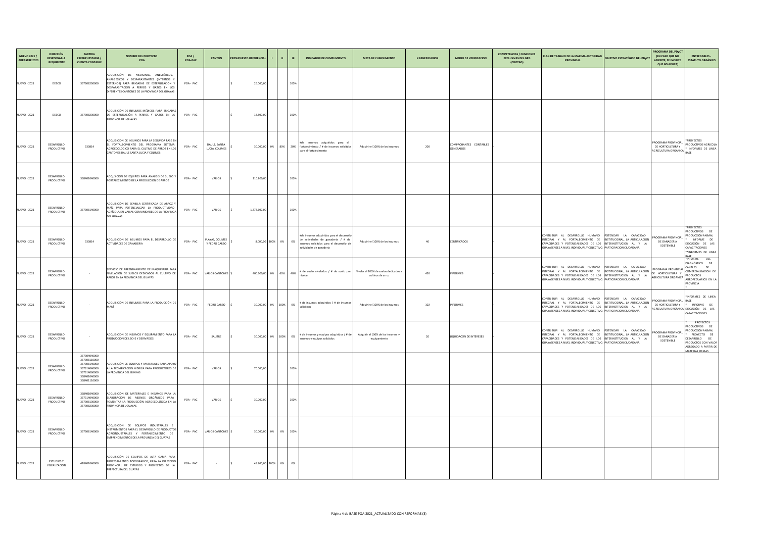| NUEVO 2021 / ARRASTRE 2020 | DIRECCIÓN RESPONSABLE REQUIRENTE | PARTIDA PRESUPUESTARIA / CUENTA CONTABLE | NOMBRE DEL PROYECTO POA | POA / POA-PAC | CANTÓN | PRESUPUESTO REFERENCIAL | I | II | III | INDICADOR DE CUMPLIMIENTO | META DE CUMPLIMIENTO | # BENEFICIARIOS | MEDIO DE VERIFICACION | COMPETENCIAS / FUNCIONES EXCLUSIVAS DEL GPG (COOTAD) | PLAN DE TRABAJO DE LA MAXIMA AUTORIDAD PROVINCIAL | OBJETIVO ESTRATÉGICO DEL PDyOT | PROGRAMA DEL PDyOT (EN CASO QUE NO AMERITE, SE INCLUYE QUE NO APLICA) | ENTREGABLES - ESTATUTO ORGÁNICO |
|---|---|---|---|---|---|---|---|---|---|---|---|---|---|---|---|---|---|---|
| NUEVO - 2021 | DEECO | 367308230000 | ADQUISICIÓN DE MEDICINAS, ANESTÉSICOS, ANALGÉSICOS Y DESPARASITANTES (INTERNOS Y EXTERNOS) PARA BRIGADAS DE ESTERILIZACIÓN Y DESPARASITACIÓN A PERROS Y GATOS EN LOS DIFERENTES CANTONES DE LA PROVINCIA DEL GUAYAS | POA - PAC | | $ 26.000,00 | | | 100% | | | | | | | | | |
| NUEVO - 2021 | DEECO | 367308230000 | ADQUISICIÓN DE INSUMOS MÉDICOS PARA BRIGADAS DE ESTERILIZACIÓN A PERROS Y GATOS EN LA PROVINCIA DEL GUAYAS | POA - PAC | | $ 18.800,00 | | | 100% | | | | | | | | | |
| NUEVO - 2021 | DESARROLLO PRODUCTIVO | 530814 | ADQUISICION DE INSUMOS PARA LA SEGUNDA FASE EN EL FORTALECIMIENTO DEL PROGRAMA SISTEMA AGROECOLOGICO PARA EL CULTIVO DE ARROZ EN LOS CANTONES DAULE SANTA LUCIA Y COLIMES | POA - PAC | DAULE, SANTA LUCIA, COLIMES | $ 30.000,00 | 0% | 80% | 20% | #de insumos adquiridos para el fortalecimiento / # de insumos solicitdos para el fortalecimiento | Adquirir el 100% de los insumos | 200 | COMPROBANTES CONTABLES GENERADOS | - | | | PROGRAMA PROVINCIAL DE HORTICULTURA Y AGRICULTURA ORGANICA | *PROYECTOS PRODUCTIVOS AGRICOLA * INFORMES DE LINEA BASE |
| NUEVO - 2021 | DESARROLLO PRODUCTIVO | 368401040000 | ADQUISICION DE EQUIPOS PARA ANÁLISIS DE SUELO Y FORTALECIMIENTO DE LA PRODUCCIÓN DE ARROZ | POA - PAC | VARIOS | $ 110.800,00 | | | 100% | | | | | | | | | |
| NUEVO - 2021 | DESARROLLO PRODUCTIVO | 367308140000 | ADQUISICIÓN DE SEMILLA CERTIFICADA DE ARROZ Y MAÍZ PARA POTENCIALIZAR LA PRODUCTIVIDAD AGRÍCOLA EN VARIAS COMUNIDADES DE LA PROVINCIA DEL GUAYAS | POA - PAC | VARIOS | $ 1.272.607,00 | | | 100% | | | | | | | | | |
| NUEVO - 2021 | DESARROLLO PRODUCTIVO | 530814 | ADQUISICION DE INSUMOS PARA EL DESARROLLO DE ACTIVIDADES DE GANADERIA | POA - PAC | PLAYAS, COLIMES Y PEDRO CARBO | $ 8.000,00 | 100% | 0% | 0% | #de insumos adquiridos para el desarrollo de actividades de ganaderia / # de insumos solicitdos para el desarrollo de actividades de ganaderia | Adquirir el 100% de los insumos | 40 | CERTIFICADOS | - | CONTRIBUIR AL DESARROLLO HUMANO INTEGRAL Y AL FORTALECIMIENTO DE CAPACIDADES Y POTENCIALIDADES DE LOS GUAYASENSES A NIVEL INDIVIDUAL Y COLECTIVO. | POTENCIAR LA CAPACIDAD INSTITUCIONAL, LA ARTICULACION INTERINSTITUCION AL Y LA PARTICIPACION CIUDADANA. | PROGRAMA PROVINCIAL DE GANADERIA SOSTENIBLE | *PROYECTOS PRODUCTIVOS DE PRODUCCIÓN ANIMAL * INFORME DE EJECUCIÓN DE LAS CAPACITACIONES **INFORMES DE LINEA BASE |
| NUEVO - 2021 | DESARROLLO PRODUCTIVO | - | SERVICIO DE ARRENDAMIENTO DE MAQUINARIA PARA NIVELACION DE SUELOS DEDICADOS AL CULTIVO DE ARROZ EN LA PROVINCIA DEL GUAYAS | POA - PAC | VARIOS CANTONES | $ 400.000,00 | 0% | 60% | 40% | # de suelo nivelados / # de suelo por nivelar | Nivelar el 100% de suelos dedicados a cultivos de arroz | 450 | INFORMES | - | CONTRIBUIR AL DESARROLLO HUMANO INTEGRAL Y AL FORTALECIMIENTO DE CAPACIDADES Y POTENCIALIDADES DE LOS GUAYASENSES A NIVEL INDIVIDUAL Y COLECTIVO. | POTENCIAR LA CAPACIDAD INSTITUCIONAL, LA ARTICULACION INTERINSTITUCION AL Y LA PARTICIPACION CIUDADANA. | PROGRAMA PROVINCIAL DE HORTICULTURA Y AGRICULTURA ORGÁNICA | *INFORME DEL DIAGNÓSTICO DE CANALES DE COMERCIALIZACIÓN DE PRODUCTOS AGROPECUARIOS EN LA PROVINCIA * |
| NUEVO - 2021 | DESARROLLO PRODUCTIVO | - | ADQUISICIÓN DE INSUMOS PARA LA PRODUCCIÓN DE MANÍ | POA - PAC | PEDRO CARBO | $ 30.000,00 | 0% | 100% | 0% | # de insumos adquiridos / # de insumos solicitdos | Adquirir el 100% de los insumos | 102 | INFORMES | - | CONTRIBUIR AL DESARROLLO HUMANO INTEGRAL Y AL FORTALECIMIENTO DE CAPACIDADES Y POTENCIALIDADES DE LOS GUAYASENSES A NIVEL INDIVIDUAL Y COLECTIVO. | POTENCIAR LA CAPACIDAD INSTITUCIONAL, LA ARTICULACION INTERINSTITUCION AL Y LA PARTICIPACION CIUDADANA. | PROGRAMA PROVINCIAL DE HORTICULTURA Y AGRICULTURA ORGÁNICA | *INFORMES DE LINEA BASE * INFORME DE EJECUCIÓN DE LAS CAPACITACIONES |
| NUEVO - 2021 | DESARROLLO PRODUCTIVO | - | ADQUISICION DE INSUMOS Y EQUIPAMIENTO PARA LA PRODUCCION DE LECHE Y DERIVADOS | POA - PAC | SALITRE | $ 30.000,00 | 0% | 100% | 0% | # de insumos y equipos adquiridos / # de insumos y equipos solicitdos | Adquirir el 100% de los insumos y equipamiento | 20 | LIQUIDACÓN DE INTERESES | - | CONTRIBUIR AL DESARROLLO HUMANO INTEGRAL Y AL FORTALECIMIENTO DE CAPACIDADES Y POTENCIALIDADES DE LOS GUAYASENSES A NIVEL INDIVIDUAL Y COLECTIVO. | POTENCIAR LA CAPACIDAD INSTITUCIONAL, LA ARTICULACION INTERINSTITUCION AL Y LA PARTICIPACION CIUDADANA. | PROGRAMA PROVINCIAL DE GANADERÍA SOSTENIBLE | * PROYECTOS PRODUCTIVOS DE PRODUCCIÓN ANIMAL * PROYECTO DE DESARROLLO DE PRODUCTOS CON VALOR AGREGADO A PARTIR DE MATERIAS PRIMAS |
| NUEVO - 2021 | DESARROLLO PRODUCTIVO | 367304040000 367308110000 367308140000 367314040000 367314060000 368401040000 368401110000 | ADQUISICIÓN DE EQUIPOS Y MATERIALES PARA APOYO A LA TECNIFICACIÓN HÍDRICA PARA PRODUCTORES DE LA PROVINCIA DEL GUAYAS | POA - PAC | VARIOS | $ 70.000,00 | | | 100% | | | | | | | | | |
| NUEVO - 2021 | DESARROLLO PRODUCTIVO | 368401040000 367314040000 367399130000 367308230000 | ADQUISICIÓN DE MATERIALES E INSUMOS PARA LA ELABORACIÓN DE ABONOS ORGÁNICOS PARA FOMENTAR LA PRODUCCIÓN AGROECOLÓGICA EN LA PROVINCIA DEL GUAYAS | POA - PAC | VARIOS | $ 30.000,00 | | | 100% | | | | | | | | | |
| NUEVO - 2021 | DESARROLLO PRODUCTIVO | 367308140000 | ADQUISICIÓN DE EQUIPOS INDUSTRIALES E INSTRUMENTOS PARA EL DESARROLLO DE PRODUCTOS AGROINDUSTRIALES Y FORTALECIMIENTO DE EMPRENDIMIENTOS DE LA PROVINCIA DEL GUAYAS | POA - PAC | VARIOS CANTONES | $ 30.000,00 | 0% | 0% | 100% | | | | | | | | | |
| NUEVO - 2021 | ESTUDIOS Y FISCALIZACION | 418401040000 | ADQUISICIÓN DE EQUIPOS DE ALTA GAMA PARA PROCESAMIENTO TOPOGRÁFICO, PARA LA DIRECCIÓN PROVINCIAL DE ESTUDIOS Y PROYECTOS DE LA PREFECTURA DEL GUAYAS | POA - PAC | - | $ 45.900,00 | 100% | 0% | 0% | | | | | | | | | |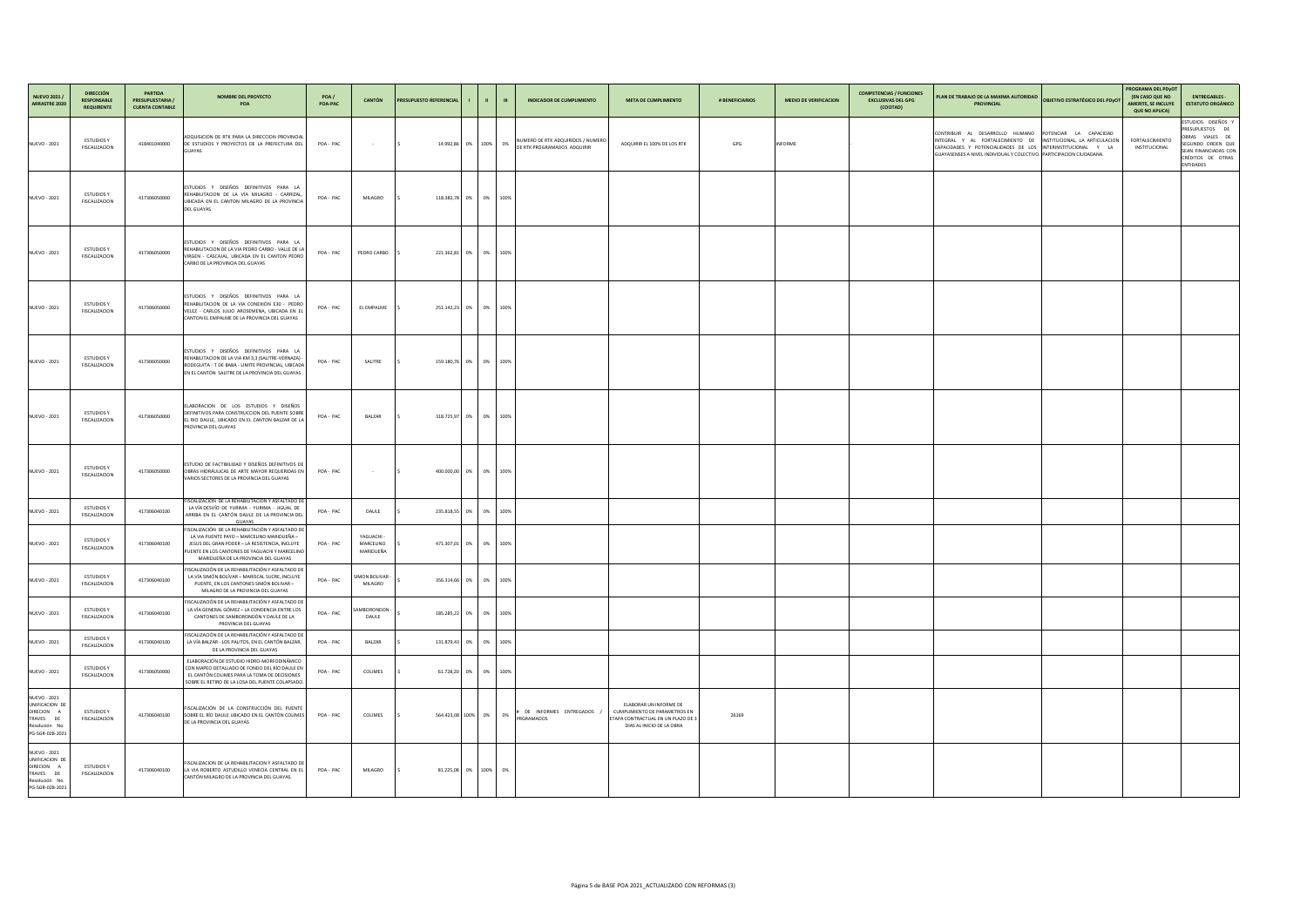| NUEVO 2021 / ARRASTRE 2020 | DIRECCIÓN RESPONSABLE REQUIRENTE | PARTIDA PRESUPUESTARIA / CUENTA CONTABLE | NOMBRE DEL PROYECTO POA | POA / POA-PAC | CANTÓN | PRESUPUESTO REFERENCIAL | I | II | III | INDICADOR DE CUMPLIMIENTO | META DE CUMPLIMIENTO | # BENEFICIARIOS | MEDIO DE VERIFICACION | COMPETENCIAS / FUNCIONES EXCLUSIVAS DEL GPG (COOTAD) | PLAN DE TRABAJO DE LA MAXIMA AUTORIDAD PROVINCIAL | OBJETIVO ESTRATÉGICO DEL PDyOT | PROGRAMA DEL PDyOT (EN CASO QUE NO AMERITE, SE INCLUYE QUE NO APLICA) | ENTREGABLES - ESTATUTO ORGÁNICO |
|---|---|---|---|---|---|---|---|---|---|---|---|---|---|---|---|---|---|---|
| NUEVO - 2021 | ESTUDIOS Y FISCALIZACION | 418401040000 | ADQUISICION DE RTK PARA LA DIRECCION PROVINCIAL DE ESTUDIOS Y PROYECTOS DE LA PREFECTURA DEL GUAYAS | POA - PAC | - | $ 14.992,86 | 0% | 100% | 0% | NUMERO DE RTK ADQUIRIDOS / NUMERO DE RTK PROGRAMADOS ADQUIRIR | ADQUIRIR EL 100% DE LOS RTK | GPG | INFORME | - | CONTRIBUIR AL DESARROLLO HUMANO INTEGRAL Y AL FORTALECIMIENTO DE CAPACIDADES Y POTENCIALIDADES DE LOS GUAYASENSES A NIVEL INDIVIDUAL Y COLECTIVO. | POTENCIAR LA CAPACIDAD INSTITUCIONAL, LA ARTICULACION INTERINSTITUCIONAL Y LA PARTICIPACION CIUDADANA. | FORTALECIMIENTO INSTITUCIONAL | ESTUDIOS. DISEÑOS Y PRESUPUESTOS DE OBRAS VIALES DE SEGUNDO ORDEN QUE SEAN FINANCIADAS CON CRÉDITOS DE OTRAS ENTIDADES |
| NUEVO - 2021 | ESTUDIOS Y FISCALIZACION | 417306050000 | ESTUDIOS Y DISEÑOS DEFINITIVOS PARA LA REHABILITACION DE LA VIA MILAGRO - CARRIZAL, UBICADA EN EL CANTON MILAGRO DE LA PROVINCIA DEL GUAYAS | POA - PAC | MILAGRO | $ 118.382,78 | 0% | 0% | 100% | | | | | | | | | |
| NUEVO - 2021 | ESTUDIOS Y FISCALIZACION | 417306050000 | ESTUDIOS Y DISEÑOS DEFINITIVOS PARA LA REHABILITACION DE LA VIA PEDRO CARBO - VALLE DE LA VIRGEN - CASCAJAL, UBICADA EN EL CANTON PEDRO CARBO DE LA PROVINCIA DEL GUAYAS | POA - PAC | PEDRO CARBO | $ 221.362,81 | 0% | 0% | 100% | | | | | | | | | |
| NUEVO - 2021 | ESTUDIOS Y FISCALIZACION | 417306050000 | ESTUDIOS Y DISEÑOS DEFINITIVOS PARA LA REHABILITACION DE LA VIA CONEXIÓN E30 - PEDRO VELEZ - CARLOS JULIO AROSEMENA, UBICADA EN EL CANTON EL EMPALME DE LA PROVINCIA DEL GUAYAS | POA - PAC | EL EMPALME | $ 251.142,23 | 0% | 0% | 100% | | | | | | | | | |
| NUEVO - 2021 | ESTUDIOS Y FISCALIZACION | 417306050000 | ESTUDIOS Y DISEÑOS DEFINITIVOS PARA LA REHABILITACION DE LA VIA KM 3,3 (SALITRE-VERNAZA) - BODEGUITA - T DE BABA - LIMITE PROVINCIAL, UBICADA EN EL CANTÓN SALITRE DE LA PROVINCIA DEL GUAYAS | POA - PAC | SALITRE | $ 159.180,76 | 0% | 0% | 100% | | | | | | | | | |
| NUEVO - 2021 | ESTUDIOS Y FISCALIZACION | 417306050000 | ELABORACION DE LOS ESTUDIOS Y DISEÑOS DEFINITIVOS PARA CONSTRUCCION DEL PUENTE SOBRE EL RIO DAULE, UBICADO EN EL CANTON BALZAR DE LA PROVINCIA DEL GUAYAS | POA - PAC | BALZAR | $ 318.725,97 | 0% | 0% | 100% | | | | | | | | | |
| NUEVO - 2021 | ESTUDIOS Y FISCALIZACION | 417306050000 | ESTUDIO DE FACTIBILIDAD Y DISEÑOS DEFINITIVOS DE OBRAS HIDRÁULICAS DE ARTE MAYOR REQUERIDAS EN VARIOS SECTORES DE LA PROVINCIA DEL GUAYAS | POA - PAC | - | $ 400.000,00 | 0% | 0% | 100% | | | | | | | | | |
| NUEVO - 2021 | ESTUDIOS Y FISCALIZACION | 417306040100 | FISCALIZACION DE LA REHABILITACION Y ASFALTADO DE LA VÍA DESVÍO DE YURIMA - YURIMA - JIGUAL DE ARRIBA EN EL CANTÓN DAULE DE LA PROVINCIA DEL GUAYAS | POA - PAC | DAULE | $ 235.818,55 | 0% | 0% | 100% | | | | | | | | | |
| NUEVO - 2021 | ESTUDIOS Y FISCALIZACION | 417306040100 | FISCALIZACIÓN DE LA REHABILITACIÓN Y ASFALTADO DE LA VIA PUENTE PAYO – MARCELINO MARIDUEÑA – JESUS DEL GRAN PODER – LA RESISTENCIA, INCLUYE PUENTE EN LOS CANTONES DE YAGUACHI Y MARCELINO MARIDUEÑA DE LA PROVINCIA DEL GUAYAS | POA - PAC | YAGUACHI - MARCELINO MARIDUEÑA | $ 471.307,01 | 0% | 0% | 100% | | | | | | | | | |
| NUEVO - 2021 | ESTUDIOS Y FISCALIZACION | 417306040100 | FISCALIZACIÓN DE LA REHABILITACIÓN Y ASFALTADO DE LA VÍA SIMÓN BOLÍVAR – MARISCAL SUCRE, INCLUYE PUENTE, EN LOS CANTONES SIMÓN BOLIVAR – MILAGRO DE LA PROVINCIA DEL GUAYAS | POA - PAC | SIMON BOLIVAR - MILAGRO | $ 356.314,66 | 0% | 0% | 100% | | | | | | | | | |
| NUEVO - 2021 | ESTUDIOS Y FISCALIZACION | 417306040100 | FISCALIZACIÓN DE LA REHABILITACIÓN Y ASFALTADO DE LA VÍA GENERAL GÓMEZ – LA CONDENCIA ENTRE LOS CANTONES DE SAMBORONDÓN Y DAULE DE LA PROVINCIA DEL GUAYAS | POA - PAC | SAMBORONDON - DAULE | $ 185.285,22 | 0% | 0% | 100% | | | | | | | | | |
| NUEVO - 2021 | ESTUDIOS Y FISCALIZACION | 417306040100 | FISCALIZACIÓN DE LA REHABILITACIÓN Y ASFALTADO DE LA VÍA BALZAR - LOS PALITOS, EN EL CANTÓN BALZAR, DE LA PROVINCIA DEL GUAYAS | POA - PAC | BALZAR | $ 131.879,43 | 0% | 0% | 100% | | | | | | | | | |
| NUEVO - 2021 | ESTUDIOS Y FISCALIZACION | 417306050000 | ELABORACIÓN DE ESTUDIO HIDRO-MORFODINÁMICO CON MAPEO DETALLADO DE FONDO DEL RÍO DAULE EN EL CANTÓN COLIMES PARA LA TOMA DE DECISIONES SOBRE EL RETIRO DE LA LOSA DEL PUENTE COLAPSADO. | POA - PAC | COLIMES | $ 61.728,20 | 0% | 0% | 100% | | | | | | | | | |
| NUEVO - 2021 UNIFICACION DE DIRECION A TRAVES DE Resolución No. PG-SGR-028-2021 | ESTUDIOS Y FISCALIZACION | 417306040100 | FISCALIZACIÓN DE LA CONSTRUCCIÓN DEL PUENTE SOBRE EL RÍO DAULE UBICADO EN EL CANTÓN COLIMES DE LA PROVINCIA DEL GUAYAS | POA - PAC | COLIMES | $ 564.423,08 | 100% | 0% | 0% | # DE INFORMES ENTREGADOS / PRGRAMADOS | ELABORAR UN INFORME DE CUMPLIMIENTO DE PARAMETROS EN ETAPA CONTRACTUAL EN UN PLAZO DE 3 DIAS AL INICIO DE LA OBRA | 26169 | | | | | | |
| NUEVO - 2021 UNIFICACION DE DIRECION A TRAVES DE Resolución No. PG-SGR-028-2021 | ESTUDIOS Y FISCALIZACION | 417306040100 | FISCALIZACION DE LA REHABILITACION Y ASFALTADO DE LA VIA ROBERTO ASTUDILLO VENECIA CENTRAL EN EL CANTÓN MILAGRO DE LA PROVINCIA DEL GUAYAS. | POA - PAC | MILAGRO | $ 81.225,08 | 0% | 100% | 0% | | | | | | | | | |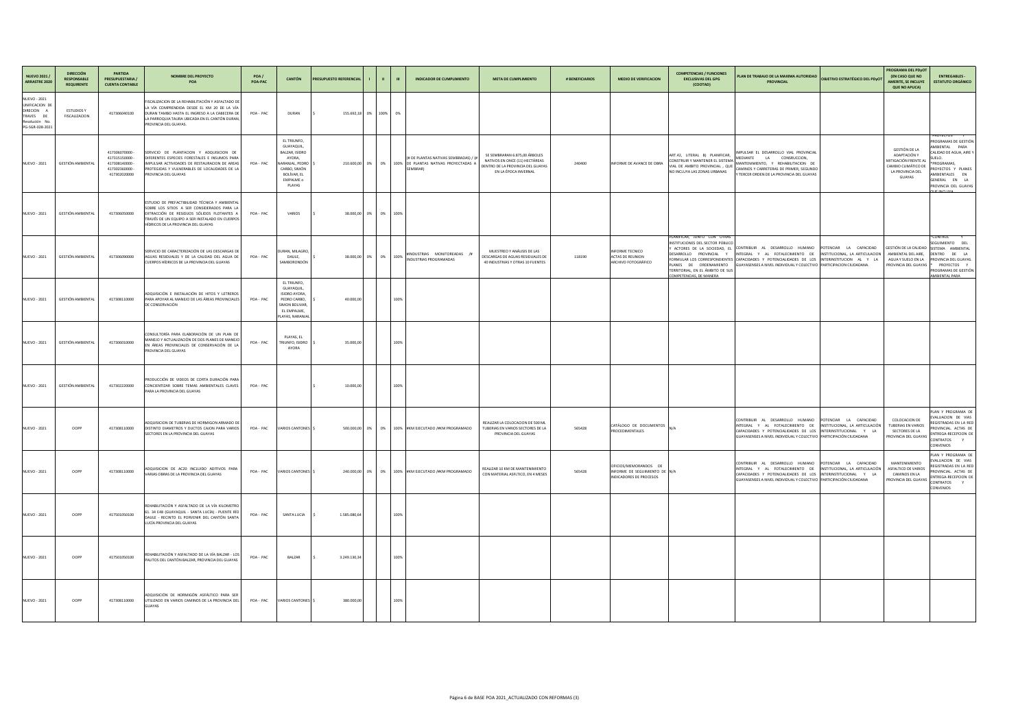| NUEVO 2021 / ARRASTRE 2020 | DIRECCIÓN RESPONSABLE REQUIRENTE | PARTIDA PRESUPUESTARIA / CUENTA CONTABLE | NOMBRE DEL PROYECTO POA | POA / POA-PAC | CANTÓN | PRESUPUESTO REFERENCIAL | I | II | III | INDICADOR DE CUMPLIMIENTO | META DE CUMPLIMIENTO | # BENEFICIARIOS | MEDIO DE VERIFICACION | COMPETENCIAS / FUNCIONES EXCLUSIVAS DEL GPG (COOTAD) | PLAN DE TRABAJO DE LA MAXIMA AUTORIDAD PROVINCIAL | OBJETIVO ESTRATÉGICO DEL PDyOT | PROGRAMA DEL PDyOT (EN CASO QUE NO AMERITE, SE INCLUYE QUE NO APLICA) | ENTREGABLES - ESTATUTO ORGÁNICO |
|---|---|---|---|---|---|---|---|---|---|---|---|---|---|---|---|---|---|---|
| NUEVO - 2021 UNIFICACION DE DIRECION A TRAVES DE Resolución No. PG-SGR-028-2021 | ESTUDIOS Y FISCALIZACION | 417306040100 | FISCALIZACION DE LA REHABILITACIÓN Y ASFALTADO DE LA VÍA COMPRENDIDA DESDE EL KM 20 DE LA VÍA DURAN TAMBO HASTA EL INGRESO A LA CABECERA DE LA PARROQUIA TAURA UBICADA EN EL CANTÓN DURAN, PROVINCIA DEL GUAYAS. | POA - PAC | DURAN | $ 155.692,18 | 0% | 100% | 0% | | | | | | | | | |
| NUEVO - 2021 | GESTIÓN AMBIENTAL | 417306070000 - 417315150000 - 417308140000 - 417302360000 - 417302020000 | SERVICIO DE PLANTACION Y ADQUISICION DE DIFERENTES ESPECIES FORESTALES E INSUMOS PARA IMPULSAR ACTIVIDADES DE RESTAURACION DE AREAS PROTEGIDAS Y VULNERABLES DE LOCALIDADES DE LA PROVINCIA DEL GUAYAS | POA - PAC | EL TRIUNFO, GUAYAQUIL, BALZAR, ISIDRO AYORA, NARANJAL, PEDRO CARBO, SIMÓN BOLÍVAR, EL EMPALME o PLAYAS | $ 210.600,00 | 0% | 0% | 100% | (# DE PLANTAS NATIVAS SEMBRADAS) / (# DE PLANTAS NATIVAS PROYECTADAS A SEMBRAR) | SE SEMBRARAN 6.875,00 ÁRBOLES NATIVOS EN ONCE (11) HECTÁREAS DENTRO DE LA PROVINCIA DEL GUAYAS EN LA ÉPOCA INVERNAL | 240400 | INFORME DE AVANCE DE OBRA | ART.42, LITERAL B) PLANIFICAR, CONSTRUIR Y MANTENER EL SISTEMA VIAL DE AMBITO PROVINCIAL , QUE NO INCLUYA LAS ZONAS URBANAS | IMPULSAR EL DESARROLLO VIAL PROVINCIAL MEDIANTE LA CONSRUCCION, MANTENIMIENTO, Y REHABILITACION DE CAMINOS Y CARRETERAS DE PRIMER, SEGUNDO Y TERCER ORDEN DE LA PROVINCIA DEL GUAYAS | | GESTIÓN DE LA ADAPTACIÓN Y MITIGACIÓN FRENTE AL CAMBIO CLIMÁTICO DE LA PROVINCIA DEL GUAYAS | PROYECTOS Y PROGRAMAS DE GESTIÓN AMBIENTAL PARA CALIDAD DE AGUA, AIRE Y SUELO. *PROGRAMAS, PROYECTOS Y PLANES AMBIENTALES EN GENERAL EN LA PROVINCIA DEL GUAYAS QUE INCLUYA |
| NUEVO - 2021 | GESTIÓN AMBIENTAL | 417306050000 | ESTUDIO DE PREFACTIBILIDAD TÉCNICA Y AMBIENTAL SOBRE LOS SITIOS A SER CONSIDERADOS PARA LA EXTRACCIÓN DE RESIDUOS SÓLIDOS FLOTANTES A TRAVÉS DE UN EQUIPO A SER INSTALADO EN CUERPOS HÍDRICOS DE LA PROVINCIA DEL GUAYAS | POA - PAC | VARIOS | $ 38.000,00 | 0% | 0% | 100% | | | | | | | | | |
| NUEVO - 2021 | GESTIÓN AMBIENTAL | 417306090000 | SERVICIO DE CARACTERIZACIÓN DE LAS DESCARGAS DE AGUAS RESIDUALES Y DE LA CALIDAD DEL AGUA DE CUERPOS HÍDRICOS DE LA PROVINCIA DEL GUAYAS | POA - PAC | DURAN, MILAGRO, DAULE, SAMBORONDÓN | $ 38.000,00 | 0% | 0% | 100% | #INDUSTRIAS MONITOREADAS /# INDUSTRIAS PROGRAMADAS | MUESTREO Y ANÁLISIS DE LAS DESCARGAS DE AGUAS RESIDUALES DE 40 INDUSTRIAS Y OTRAS 10 FUENTES | 118190 | INFORME TECNICO ACTAS DE REUNION ARCHIVO FOTOGRÁFICO | PLANIFICAR, JUNTO CON OTRAS INSTITUCIONES DEL SECTOR PÚBLICO Y ACTORES DE LA SOCIEDAD, EL DESARROLLO PROVINCIAL Y FORMULAR LOS CORRESPONDIENTES PLANES DE ORDENAMIENTO TERRITORIAL, EN EL ÁMBITO DE SUS COMPETENCIAS, DE MANERA | CONTRIBUIR AL DESARROLLO HUMANO INTEGRAL Y AL FOTALECIMIENTO DE CAPACIDADES Y POTENCIALIDADES DE LOS GUAYASENSES A NIVEL INDIVIDUAL Y COLECTIVO | POTENCIAR LA CAPACIDAD INSTITUCIONAL, LA ARTICULACION INTERINSTITUCION AL Y LA PARTICIPACION CIUDADANA | GESTIÓN DE LA CALIDAD AMBIENTAL DEL AIRE, AGUA Y SUELO EN LA PROVINCIA DEL GUAYAS | *CONTROL Y SEGUIMIENTO DEL SISTEMA AMBIENTAL DENTRO DE LA PROVINCIA DEL GUAYAS. * PROYECTOS Y PROGRAMAS DE GESTIÓN AMBIENTAL PARA |
| NUEVO - 2021 | GESTIÓN AMBIENTAL | 417308110000 | ADQUISICIÓN E INSTALACIÓN DE HITOS Y LETREROS PARA APOYAR AL MANEJO DE LAS ÁREAS PROVINCIALES DE CONSERVACIÓN | POA - PAC | EL TRIUNFO, GUAYAQUIL, ISIDRO AYORA, PEDRO CARBO, SIMON BOLIVAR, EL EMPALME, PLAYAS, NARANJAL | $ 40.000,00 | | | 100% | | | | | | | | | |
| NUEVO - 2021 | GESTIÓN AMBIENTAL | 417306010000 | CONSULTORÍA PARA ELABORACIÓN DE UN PLAN DE MANEJO Y ACTUALIZACIÓN DE DOS PLANES DE MANEJO EN ÁREAS PROVINCIALES DE CONSERVACIÓN DE LA PROVINCIA DEL GUAYAS | POA - PAC | PLAYAS, EL TRIUNFO, ISIDRO AYORA | $ 35.000,00 | | | 100% | | | | | | | | | |
| NUEVO - 2021 | GESTIÓN AMBIENTAL | 417302220000 | PRODUCCIÓN DE VIDEOS DE CORTA DURACIÓN PARA CONCIENTIZAR SOBRE TEMAS AMBIENTALES CLAVES PARA LA PROVINCIA DEL GUAYAS | POA - PAC | | $ 10.000,00 | | | 100% | | | | | | | | | |
| NUEVO - 2021 | OOPP | 417308110000 | ADQUISICION DE TUBERIAS DE HORMIGON ARMADO DE DISTINTO DIAMETROS Y DUCTOS CAJON PARA VARIOS SECTORES EN LA PROVINCIA DEL GUAYAS | POA - PAC | VARIOS CANTONES | $ 500.000,00 | 0% | 0% | 100% | #KM EJECUTADO /#KM PROGRAMADO | REALIZAR LA COLOCACION DE 500 ML TUBERIAS EN VARIOS SECTORES DE LA PROVINCIA DEL GUAYAS | 565428 | CATÁLOGO DE DOCUMENTOS PROCEDIMENTALES | N/A | CONTRIBUIR AL DESARROLLO HUMANO INTEGRAL Y AL FOTALECIMIENTO DE CAPACIDADES Y POTENCIALIDADES DE LOS GUAYASENSES A NIVEL INDIVIDUAL Y COLECTIVO | POTENCIAR LA CAPACIDAD INSTITUCIONAL, LA ARTICULACIÓN INTERINSTITUCIONAL Y LA PARTICIPACIÓN CIUDADANA | COLOCACION DE TUBERIAS EN VARIOS SECTORES DE LA PROVINCIA DEL GUAYAS | PLAN Y PROGRAMA DE EVALUACION DE VIAS REGISTRADAS EN LA RED PROVINCIAL. ACTAS DE ENTREGA-RECEPCION DE CONTRATOS Y CONVENIOS |
| NUEVO - 2021 | OOPP | 417308110000 | ADQUISICION DE AC20 INCLUIDO ADITIVOS PARA VARIAS OBRAS DE LA PROVINCIA DEL GUAYAS | POA - PAC | VARIOS CANTONES | $ 240.000,00 | 0% | 0% | 100% | #KM EJECUTADO /#KM PROGRAMADO | REALIZAR 10 KM DE MANTENIMIENTO CON MATERIAL ASFLTICO, EN 4 MESES | 565428 | OFICIOS/MEMORANDOS DE INFORME DE SEGUIMIENTO DE INDICADORES DE PROCESOS | N/A | CONTRIBUIR AL DESARROLLO HUMANO INTEGRAL Y AL FOTALECIMIENTO DE CAPACIDADES Y POTENCIALIDADES DE LOS GUAYASENSES A NIVEL INDIVIDUAL Y COLECTIVO | POTENCIAR LA CAPACIDAD INSTITUCIONAL, LA ARTICULACIÓN INTERINSTITUCIONAL Y LA PARTICIPACIÓN CIUDADANA | MANTENIMIENTO ASFALTICO DE VARIOS CAMINOS EN LA PROVINCIA DEL GUAYAS | PLAN Y PROGRAMA DE EVALUACION DE VIAS REGISTRADAS EN LA RED PROVINCIAL. ACTAS DE ENTREGA-RECEPCION DE CONTRATOS Y CONVENIOS |
| NUEVO - 2021 | OOPP | 417501050100 | REHABILITACIÓN Y ASFALTADO DE LA VÍA KILOMETRO 61. 34 E48 (GUAYAQUIL - SANTA LUCÍA) - PUENTE RÍO DAULE - RECINTO EL PORVENIR DEL CANTÓN SANTA LUCÍA PROVINCIA DEL GUAYAS | POA - PAC | SANTA LUCIA | $ 1.585.080,64 | | | 100% | | | | | | | | | |
| NUEVO - 2021 | OOPP | 417501050100 | REHABILITACIÓN Y ASFALTADO DE LA VÍA BALZAR - LOS PALITOS DEL CANTÓN BALZAR, PROVINCIA DEL GUAYAS | POA - PAC | BALZAR | $ 3.249.130,34 | | | 100% | | | | | | | | | |
| NUEVO - 2021 | OOPP | 417308110000 | ADQUISICIÓN DE HORMIGÓN ASFÁLTICO PARA SER UTILIZADO EN VARIOS CAMINOS DE LA PROVINCIA DEL GUAYAS | POA - PAC | VARIOS CANTONES | $ 380.000,00 | | | 100% | | | | | | | | | |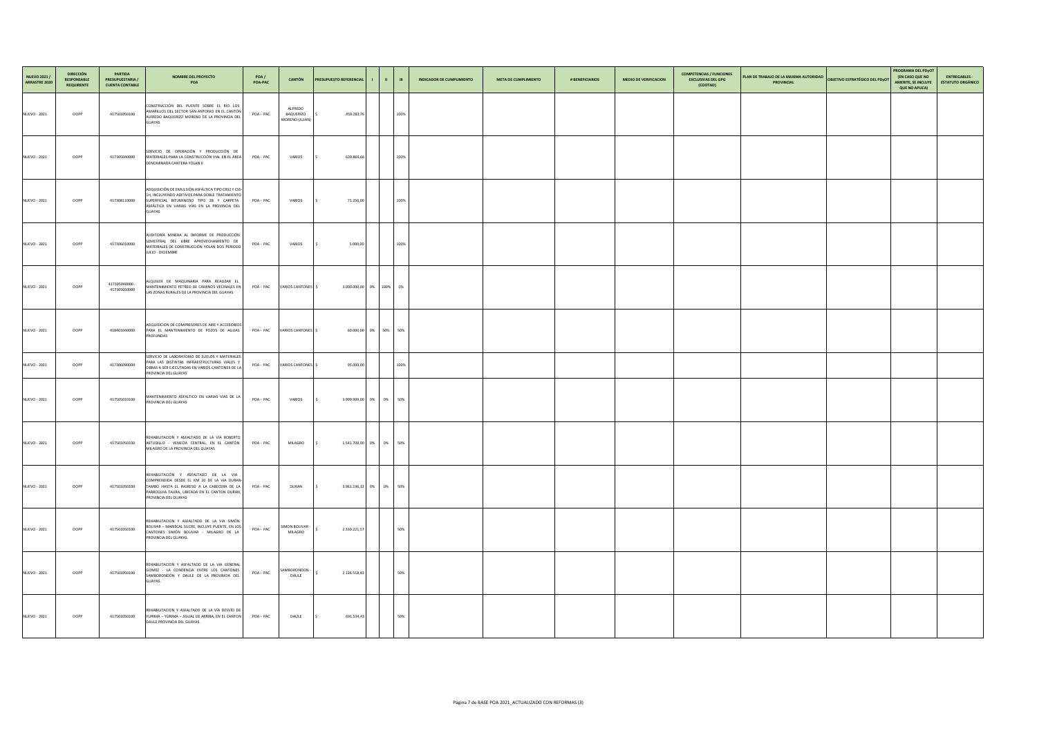| NUEVO 2021 / ARRASTRE 2020 | DIRECCIÓN RESPONSABLE REQUIRENTE | PARTIDA PRESUPUESTARIA / CUENTA CONTABLE | NOMBRE DEL PROYECTO POA | POA / POA-PAC | CANTÓN | PRESUPUESTO REFERENCIAL | I | II | III | INDICADOR DE CUMPLIMIENTO | META DE CUMPLIMIENTO | # BENEFICIARIOS | MEDIO DE VERIFICACION | COMPETENCIAS / FUNCIONES EXCLUSIVAS DEL GPG (COOTAD) | PLAN DE TRABAJO DE LA MAXIMA AUTORIDAD PROVINCIAL | OBJETIVO ESTRATÉGICO DEL PDyOT | PROGRAMA DEL PDyOT (EN CASO QUE NO AMERITE, SE INCLUYE QUE NO APLICA) | ENTREGABLES - ESTATUTO ORGÁNICO |
|---|---|---|---|---|---|---|---|---|---|---|---|---|---|---|---|---|---|---|
| NUEVO - 2021 | OOPP | 417501050100 | CONSTRUCCIÓN DEL PUENTE SOBRE EL RÍO LOS AMARILLOS DEL SECTOR SAN ANTONIO EN EL CANTÓN ALFREDO BAQUERIZO MORENO DE LA PROVINCIA DEL GUAYAS | POA - PAC | ALFREDO BAQUERIZO MORENO (JUJAN) | $ 459.283,76 | | | 100% | | | | | | | | | |
| NUEVO - 2021 | OOPP | 417305040000 | SERVICIO DE OPERACIÓN Y PRODUCCIÓN DE MATERIALES PARA LA CONSTRUCCIÓN VIAL EN EL ÁREA DENOMINADA CANTERA YOLAN II | POA - PAC | VARIOS | $ 620.869,66 | | | 100% | | | | | | | | | |
| NUEVO - 2021 | OOPP | 417308110000 | ADQUISICIÓN DE EMULSIÓN ASFÁLTICA TIPO CRS2 Y CSS-1H, INCLUYENDO ADITIVOS PARA DOBLE TRATAMIENTO SUPERFICIAL BITUMINOSO TIPO 2B Y CARPETA ASFÁLTICA EN VARIAS VÍAS EN LA PROVINCIA DEL GUAYAS | POA - PAC | VARIOS | $ 71.250,00 | | | 100% | | | | | | | | | |
| NUEVO - 2021 | OOPP | 417306010000 | AUDITORÍA MINERA AL INFORME DE PRODUCCIÓN SEMESTRAL DEL LIBRE APROVECHAMIENTO DE MATERIALES DE CONSTRUCCIÓN YOLAN DOS PERIODO JULIO - DICIEMBRE | POA - PAC | VARIOS | $ 5.000,00 | | | 100% | | | | | | | | | |
| NUEVO - 2021 | OOPP | 417305040000 - 417305050000 | ALQUILER DE MAQUINARIA PARA REALIZAR EL MANTENIMIENTO PETREO DE CAMINOS VECINALES EN LAS ZONAS RURALES DE LA PROVINCIA DEL GUAYAS | POA - PAC | VARIOS CANTONES | $ 3.000.000,00 | 0% | 100% | 0% | | | | | | | | | |
| NUEVO - 2021 | OOPP | 418401040000 | ADQUISICION DE COMPRESORES DE AIRE Y ACCESORIOS PARA EL MANTENIMIENTO DE POZOS DE AGUAS PROFUNDAS | POA - PAC | VARIOS CANTONES | $ 60.000,00 | 0% | 50% | 50% | | | | | | | | | |
| NUEVO - 2021 | OOPP | 417306090000 | SERVICIO DE LABORATORIO DE SUELOS Y MATERIALES PARA LAS DISTINTAS INFRAESTRUCTURAS VIALES Y OBRAS A SER EJECUTADAS EN VARIOS CANTONES DE LA PROVINCIA DEL GUAYAS | POA - PAC | VARIOS CANTONES | $ 95.000,00 | | | 100% | | | | | | | | | |
| NUEVO - 2021 | OOPP | 417505010100 | MANTENIMIENTO ASFALTICO EN VARIAS VIAS DE LA PROVINCIA DEL GUAYAS | POA - PAC | VARIOS | $ 3.999.999,00 | 0% | 0% | 50% | | | | | | | | | |
| NUEVO - 2021 | OOPP | 417501050100 | REHABILITACION Y ASFALTADO DE LA VÍA ROBERTO ASTUDILLO - VENECIA CENTRAL, EN EL CANTÓN MILAGRO DE LA PROVINCIA DEL GUAYAS | POA - PAC | MILAGRO | $ 1.541.709,00 | 0% | 0% | 50% | | | | | | | | | |
| NUEVO - 2021 | OOPP | 417501050100 | REHABILITACIÓN Y ASFALTADO DE LA VIA COMPRENDIDA DESDE EL KM 20 DE LA VIA DURAN-TAMBO HASTA EL INGRESO A LA CABECERA DE LA PARROQUIA TAURA, UBICADA EN EL CANTON DURAN, PROVINCIA DEL GUAYAS | POA - PAC | DURAN | $ 3.961.196,32 | 0% | 0% | 50% | | | | | | | | | |
| NUEVO - 2021 | OOPP | 417501050100 | REHABILITACION Y ASFALTADO DE LA VIA SIMÓN BOLIVAR – MARISCAL SUCRE, INCLUYE PUENTE, EN LOS CANTONES SIMÓN BOLIVAR - MILAGRO DE LA PROVINCIA DEL GUAYAS. | POA - PAC | SIMON BOLIVAR - MILAGRO | $ 2.330.221,57 | | | 50% | | | | | | | | | |
| NUEVO - 2021 | OOPP | 417501050100 | REHABILITACION Y ASFALTADO DE LA VIA GENERAL GOMEZ - LA CONDENCIA ENTRE LOS CANTONES SAMBORONDÓN Y DAULE DE LA PROVINCIA DEL GUAYAS. | POA - PAC | SAMBORONDON - DAULE | $ 2.126.518,43 | | | 50% | | | | | | | | | |
| NUEVO - 2021 | OOPP | 417501050100 | REHABILITACION Y ASFALTADO DE LA VÍA DESVÍO DE YURIMA – YURIMA – AGUAL DE ARRIBA, EN EL CANTON DAULE PROVINCIA DEL GUAYAS | POA - PAC | DAULE | $ 691.534,43 | | | 50% | | | | | | | | | |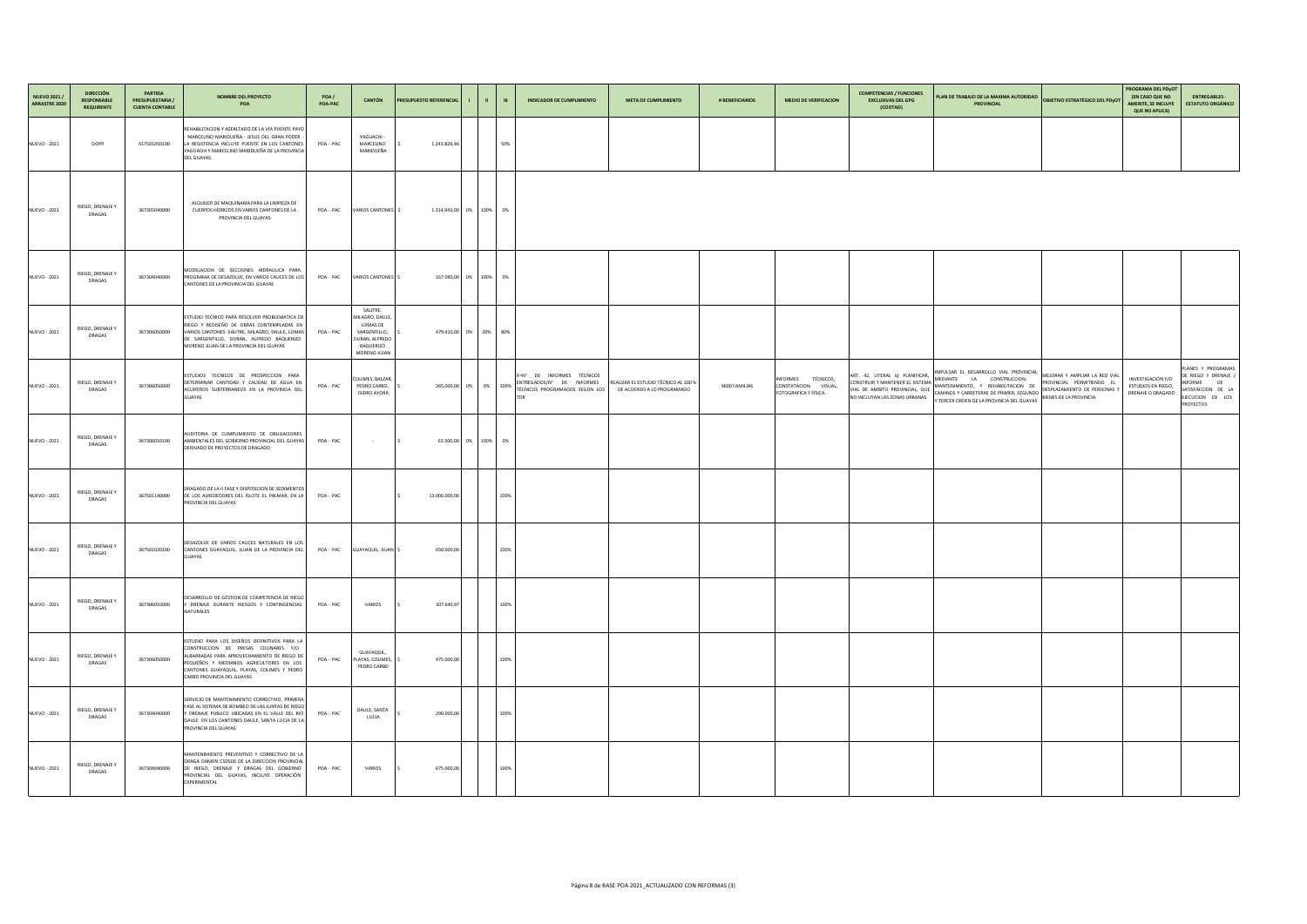| NUEVO 2021 / ARRASTRE 2020 | DIRECCIÓN RESPONSABLE REQUIRENTE | PARTIDA PRESUPUESTARIA / CUENTA CONTABLE | NOMBRE DEL PROYECTO POA | POA / POA-PAC | CANTÓN | PRESUPUESTO REFERENCIAL | I | II | III | INDICADOR DE CUMPLIMIENTO | META DE CUMPLIMIENTO | # BENEFICIARIOS | MEDIO DE VERIFICACION | COMPETENCIAS / FUNCIONES EXCLUSIVAS DEL GPG (COOTAD) | PLAN DE TRABAJO DE LA MAXIMA AUTORIDAD PROVINCIAL | OBJETIVO ESTRATÉGICO DEL PDyOT | PROGRAMA DEL PDyOT (EN CASO QUE NO AMERITE, SE INCLUYE QUE NO APLICA) | ENTREGABLES - ESTATUTO ORGÁNICO |
|---|---|---|---|---|---|---|---|---|---|---|---|---|---|---|---|---|---|---|
| NUEVO - 2021 | OOPP | 417501050100 | REHABILITACION Y ASFALTADO DE LA VÍA PUENTE PAYO - MARCELINO MARIDUEÑA - JESUS DEL GRAN PODER - LA RESISTENCIA INCLUYE PUENTE EN LOS CANTONES YAGUACHI Y MARCELINO MARIDUEÑA DE LA PROVINCIA DEL GUAYAS. | POA - PAC | YAGUACHI - MARCELINO MARIDUEÑA | $ 1.243.829,46 | | | 50% | | | | | | | | | |
| NUEVO - 2021 | RIEGO, DRENAJE Y DRAGAS | 367305040000 | ALQUILER DE MAQUINARIA PARA LA LIMPIEZA DE CUERPOS HÍDRICOS EN VARIOS CANTONES DE LA PROVINCIA DEL GUAYAS | POA - PAC | VARIOS CANTONES | $ 1.314.943,00 | 0% | 100% | 0% | | | | | | | | | |
| NUEVO - 2021 | RIEGO, DRENAJE Y DRAGAS | 367304040000 | MODELACION DE SECCIONES HIDRAULICA PARA PROGRAMA DE DESAZOLVE, EN VARIOS CAUCES DE LOS CANTONES DE LA PROVINCIA DEL GUAYAS | POA - PAC | VARIOS CANTONES | $ 167.090,00 | 0% | 100% | 0% | | | | | | | | | |
| NUEVO - 2021 | RIEGO, DRENAJE Y DRAGAS | 367306050000 | ESTUDIO TECNICO PARA RESOLVER PROBLEMATICA DE RIEGO Y REDISEÑO DE OBRAS CONTEMPLADAS EN VARIOS CANTONES SALITRE, MILAGRO, DAULE, LOMAS DE SARGENTILLO, DURAN, ALFREDO BAQUERIZO MORENO JUJAN DE LA PROVINCIA DEL GUAYAS | POA - PAC | SALITRE, MILAGRO, DAULE, LOMAS DE SARGENTILLO, DURAN, ALFREDO BAQUERIZO MORENO JUJAN | $ 479.410,00 | 0% | 20% | 80% | | | | | | | | | |
| NUEVO - 2021 | RIEGO, DRENAJE Y DRAGAS | 367306050000 | ESTUDIOS TECNICOS DE PROSPECCION PARA DETERMINAR CANTIDAD Y CALIDAD DE AGUA EN ACUIFEROS SUBTERRANEOS EN LA PROVINCIA DEL GUAYAS | POA - PAC | COLIMES, BALZAR, PEDRO CARBO, ISIDRO AYORA | $ 265.000,00 | 0% | 0% | 100% | X=N° DE INFORMES TÉCNICOS ENTREGADOS/N° DE INFORMES TÉCNICOS PROGRAMADOS SEGÚN LOS TDR | REALIZAR EL ESTUDIO TÉCNICO AL 100 % DE ACUERDO A LO PROGRAMADO | 9600 FAMILIAS | INFORMES TÉCNICOS, CONSTATACION VISUAL, FOTOGRAFICA Y FÍSICA. | ART. 42, LITERAL b) PLANIFICAR, CONSTRUIR Y MANTENER EL SISTEMA VIAL DE AMBITO PROVINCIAL, QUE NO INCLUYAN LAS ZONAS URBANAS. | IMPULSAR EL DESARROLLO VIAL PROVINCIAL MEDIANTE LA CONSTRUCCION, MANTENIMIENTO, Y REHABILITACION DE CAMINOS Y CARRETERAS DE PRIMER, SEGUNDO Y TERCER ORDEN DE LA PROVINCIA DEL GUAYAS | MEJORAR Y AMPLIAR LA RED VIAL PROVINCIAL PERMITIENDO EL DESPLAZAMIENTO DE PERSONAS Y BIENES DE LA PROVINCIA. | INVESTIGACIÓN Y/O ESTUDIOS EN RIEGO, DRENAJE O DRAGADO | PLANES Y PROGRAMAS DE RIEGO Y DRENAJE / INFORME DE SATISFACCION DE LA EJECUCION DE LOS PROYECTOS |
| NUEVO - 2021 | RIEGO, DRENAJE Y DRAGAS | 367306010100 | AUDITORIA DE CUMPLIMIENTO DE OBLIGACIONES AMBIENTALES DEL GOBIERNO PROVINCIAL DEL GUAYAS DERIVADO DE PROYECTOS DE DRAGADO | POA - PAC | - | $ 63.500,00 | 0% | 100% | 0% | | | | | | | | | |
| NUEVO - 2021 | RIEGO, DRENAJE Y DRAGAS | 367501140000 | DRAGADO DE LA II FASE Y DISPOSICION DE SEDIMENTOS DE LOS ALREDEDORES DEL ISLOTE EL PALMAR, EN LA PROVINCIA DEL GUAYAS | POA - PAC | | $ 13.000.000,00 | | | 100% | | | | | | | | | |
| NUEVO - 2021 | RIEGO, DRENAJE Y DRAGAS | 367501020100 | DESAZOLVE DE VARIOS CAUCES NATURALES EN LOS CANTONES GUAYAQUIL, JUAN DE LA PROVINCIA DEL GUAYAS | POA - PAC | GUAYAQUIL, JUAN | $ 650.000,00 | | | 100% | | | | | | | | | |
| NUEVO - 2021 | RIEGO, DRENAJE Y DRAGAS | 367306010000 | DESARROLLO DE GESTION DE COMPETENCIA DE RIEGO Y DRENAJE DURANTE RIESGOS Y CONTINGENCIAS NATURALES | POA - PAC | VARIOS | $ 307.640,97 | | | 100% | | | | | | | | | |
| NUEVO - 2021 | RIEGO, DRENAJE Y DRAGAS | 367306050000 | ESTUDIO PARA LOS DISEÑOS DEFINITIVOS PARA LA CONSTRUCCION DE PRESAS COLINARES Y/O ALBARRADAS PARA APROVECHAMIENTO DE RIEGO DE PEQUEÑOS Y MEDIANOS AGRICULTORES EN LOS CANTONES GUAYAQUIL, PLAYAS, COLIMES Y PEDRO CARBO PROVINCIA DEL GUAYAS | POA - PAC | GUAYAQUIL, PLAYAS, COLIMES, PEDRO CARBO | $ 475.000,00 | | | 100% | | | | | | | | | |
| NUEVO - 2021 | RIEGO, DRENAJE Y DRAGAS | 367304040000 | SERVICIO DE MANTENIMIENTO CORRECTIVO, PRIMERA FASE AL SISTEMA DE BOMBEO DE LAS JUNTAS DE RIEGO Y DRENAJE PUBLICO UBICADAS EN EL VALLE DEL RIO DAULE EN LOS CANTONES DAULE, SANTA LUCIA DE LA PROVINCIA DEL GUAYAS | POA - PAC | DAULE, SANTA LUCIA | $ 290.000,00 | | | 100% | | | | | | | | | |
| NUEVO - 2021 | RIEGO, DRENAJE Y DRAGAS | 367304040000 | MANTENIMIENTO PREVENTIVO Y CORRECTIVO DE LA DRAGA DAMEN CSD500 DE LA DIRECCION PROVINCIAL DE RIEGO, DRENAJE Y DRAGAS DEL GOBIERNO PROVINCIAL DEL GUAYAS, INCLUYE OPERACIÓN EXPERIMENTAL | POA - PAC | VARIOS | $ 675.000,00 | | | 100% | | | | | | | | | |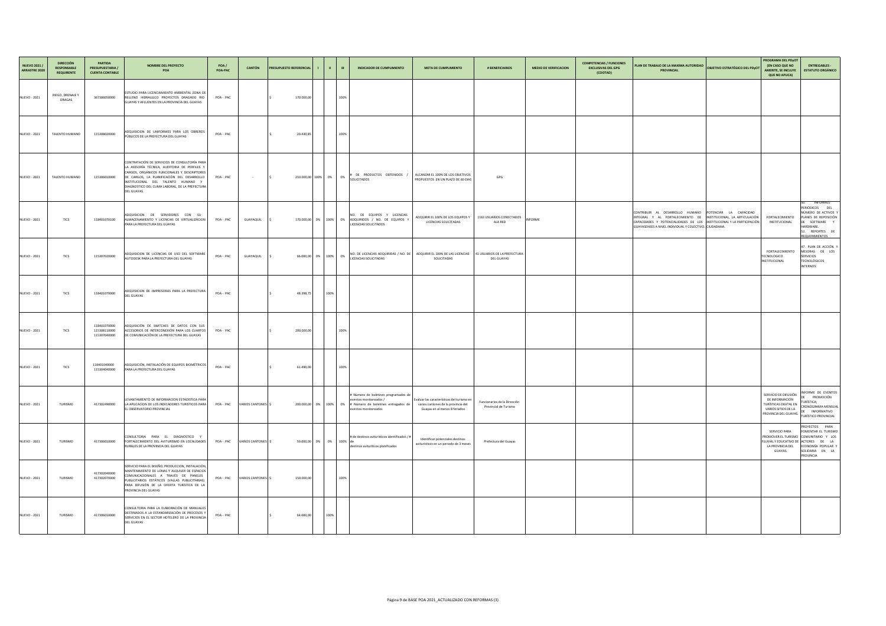| NUEVO 2021 / ARRASTRE 2020 | DIRECCIÓN RESPONSABLE REQUIRENTE | PARTIDA PRESUPUESTARIA / CUENTA CONTABLE | NOMBRE DEL PROYECTO POA | POA / POA-PAC | CANTÓN | PRESUPUESTO REFERENCIAL | I | II | III | INDICADOR DE CUMPLIMIENTO | META DE CUMPLIMIENTO | # BENEFICIARIOS | MEDIO DE VERIFICACION | COMPETENCIAS / FUNCIONES EXCLUSIVAS DEL GPG (COOTAD) | PLAN DE TRABAJO DE LA MAXIMA AUTORIDAD PROVINCIAL | OBJETIVO ESTRATÉGICO DEL PDyOT | PROGRAMA DEL PDyOT (EN CASO QUE NO AMERITE, SE INCLUYE QUE NO APLICA) | ENTREGABLES - ESTATUTO ORGÁNICO |
|---|---|---|---|---|---|---|---|---|---|---|---|---|---|---|---|---|---|---|
| NUEVO - 2021 | RIEGO, DRENAJE Y DRAGAS | 367306050000 | ESTUDIO PARA LICENCIAMIENTO AMBIENTAL ZONA DE RELLENO HIDRAULICO PROYECTOS DRAGADO RIO GUAYAS Y AFLUENTES EN LA PROVINCIA DEL GUAYAS | POA - PAC | | $ 170.000,00 | | | 100% | | | | | | | | | |
| NUEVO - 2021 | TALENTO HUMANO | 115308020000 | ADQUISICION DE UNIFORMES PARA LOS OBREROS PÚBLICOS DE LA PREFECTURA DEL GUAYAS | POA - PAC | | $ 20.430,85 | | | 100% | | | | | | | | | |
| NUEVO - 2021 | TALENTO HUMANO | 115306010000 | CONTRATACIÓN DE SERVICIOS DE CONSULTORÍA PARA LA ASESORÍA TÉCNICA, AUDITORIA DE PERFILES Y CARGOS, ORGÁNICOS FUNCIONALES Y DESCRIPTORES DE CARGOS, LA PLANIFICACIÓN DEL DESARROLLO INSTITUCIONAL DEL TALENTO HUMANO Y DIAGNOSTICO DEL CLIMA LABORAL, DE LA PREFECTURA DEL GUAYAS | POA - PAC | - | $ 210.000,00 | 100% | 0% | 0% | # DE PRODUCTOS OBTENIDOS / SOLICITADOS | ALCANZAR EL 100% DE LOS OBJETIVOS PROPUESTOS EN UN PLAZO DE 60 DIAS | GPG | | | | | | |
| NUEVO - 2021 | TICS | 118401070100 | ADQUISICION DE SERVIDORES CON SU ALMACENAMIENTO Y LICENCIAS DE VIRTUALIZACION PARA LA PREFECTURA DEL GUAYAS | POA - PAC | GUAYAQUIL | $ 170.000,00 | 0% | 100% | 0% | NO. DE EQUIPOS Y LICENCIAS ADQUIRIDOS / NO. DE EQUIPOS Y LICENCIAS SOLICITADOS | ADQUIRIR EL 100% DE LOS EQUIPOS Y LICENCIAS SOLICITADAS | 1163 USUARIOS CONECTADOS ALA RED | INFORME | | CONTRIBUIR AL DESARROLLO HUMANO INTEGRAL Y AL FORTALECIMIENTO DE CAPACIDADES Y POTENCIALIDADES DE LOS GUAYASENSES A NIVEL INDIVIDUAL Y COLECTIVO. | POTENCIAR LA CAPACIDAD INSTITUCIONAL, LA ARTICULACIÓN INSTITUCIONAL Y LA PARTICIPACIÓN CIUDADANA. | FORTALECIMIENTO INSTITUCIONAL | 50. INFORMES PERIÓDICOS DEL NÚMERO DE ACTIVOS Y PLANES DE REPOSICIÓN DE SOFTWARE Y HARDWARE. 52. REPORTES DE REQUERIMIENTOS |
| NUEVO - 2021 | TICS | 115307020000 | ADQUISICION DE LICENCIAS DE USO DEL SOFTWARE AUTODESK PARA LA PREFECTURA DEL GUAYAS | POA - PAC | GUAYAQUIL | $ 66.000,00 | 0% | 100% | 0% | NO. DE LICENCIAS ADQUIRIDAS / NO. DE LICENCIAS SOLICITADAS | ADQUIRIR EL 100% DE LAS LICENCIAS SOLICITADAS | 41 USUARIOS DE LA PREFECTURA DEL GUAYAS | | | | | FORTALECIMIENTO TECNOLOGICO INSTITUCIONAL | 47. PLAN DE ACCIÓN Y MEJORAS DE LOS SERVICIOS TECNOLÓGICOS INTERNOS |
| NUEVO - 2021 | TICS | 118401070000 | ADQUISICION DE IMPRESORAS PARA LA PREFECTURA DEL GUAYAS | POA - PAC | | $ 48.398,75 | | 100% | | | | | | | | | | |
| NUEVO - 2021 | TICS | 118401070000 115308110000 115307040000 | ADQUISICIÓN DE SWITCHES DE DATOS CON SUS ACCESORIOS DE INTERCONEXIÓN PARA LOS CUARTOS DE COMUNICACIÓN DE LA PREFECTURA DEL GUAYAS | POA - PAC | | $ 200.000,00 | | | 100% | | | | | | | | | |
| NUEVO - 2021 | TICS | 118401040000 115304040000 | ADQUISICIÓN, INSTALACIÓN DE EQUIPOS BIOMÉTRICOS PARA LA PREFECTURA DEL GUAYAS | POA - PAC | | $ 61.490,00 | | | 100% | | | | | | | | | |
| NUEVO - 2021 | TURISMO | 417302490000 | LEVANTAMIENTO DE INFORMACION ESTADISTICA PARA LA APLICACION DE LOS INDICADORES TURISTICOS PARA EL OBSERVATORIO PROVINCIAL | POA - PAC | VARIOS CANTONES | $ 200.000,00 | 0% | 100% | 0% | # Número de boletines programados de eventos monitoreados / # Número de boletines entregados de eventos monitoreados | Evaluar las características del turismo en varios cantones de la provincia del Guayas en al menos 8 feriados | Funcionarios de la Dirección Provincial de Turismo | | | | | SERVICIO DE DIFUSIÓN DE INFORMACIÓN TURÍSTICAS DIGITAL EN VARIOS SITIOS DE LA PROVINCIA DEL GUAYAS. | INFORME DE EVENTOS DE PROMOCIÓN TURÍSTICA; CRONOGRAMA MENSUAL DE INFORMATIVO TURÍSTICO PROVINCIAL |
| NUEVO - 2021 | TURISMO | 417306010000 | CONSULTORIA PARA EL DIAGNOSTICO Y FORTALECIMIENTO DEL AVITURISMO EN LOCALIDADES RURALES DE LA PROVINCIA DEL GUAYAS | POA - PAC | VARIOS CANTONES | $ 50.000,00 | 0% | 0% | 100% | # de destinos aviturísticos identificados / # de destinos aviturísticos planificados | Identificar potenciales destinos aviturísticos en un periodo de 3 meses | Prefectura del Guayas | | | | | SERVICIO PARA PROMOVER EL TURISMO FLUVIAL Y EDUCATIVO DE LA PROVINCIA DEL GUAYAS. | PROYECTOS PARA FOMENTAR EL TURISMO COMUNITARIO Y LOS ACTORES DE LA ECONOMÍA POPULAR Y SOLIDARIA EN LA PROVINCIA |
| NUEVO - 2021 | TURISMO | 417302040000 417302070000 | SERVICIO PARA EL DISEÑO, PRODUCCION, INSTALACIÓN, MANTENIMIENTO DE LONAS Y ALQUILER DE ESPACIOS COMUNICACIONALES A TRAVÉS DE PANELES PUBLICITARIOS ESTÁTICOS (VALLAS PUBLICITARIAS) PARA DIFUSIÓN DE LA OFERTA TURÍSTICA DE LA PROVINCIA DEL GUAYAS | POA - PAC | VARIOS CANTONES | $ 150.000,00 | | | 100% | | | | | | | | | |
| NUEVO - 2021 | TURISMO | 417306010000 | CONSULTORIA PARA LA ELABORACIÓN DE MANUALES DESTINADOS A LA ESTANDARIZACIÓN DE PROCESOS Y SERVICIOS EN EL SECTOR HOTELERO DE LA PROVINCIA DEL GUAYAS | POA - PAC | | $ 64.000,00 | | 100% | | | | | | | | | | |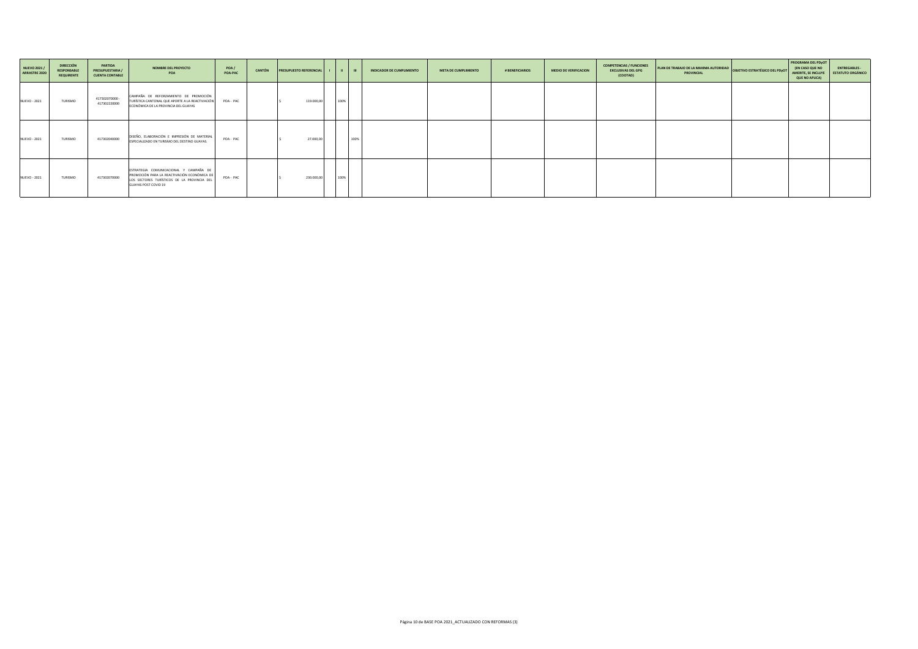| NUEVO 2021 / ARRASTRE 2020 | DIRECCIÓN RESPONSABLE REQUIRENTE | PARTIDA PRESUPUESTARIA / CUENTA CONTABLE | NOMBRE DEL PROYECTO POA | POA / POA-PAC | CANTÓN | PRESUPUESTO REFERENCIAL | I | II | III | INDICADOR DE CUMPLIMIENTO | META DE CUMPLIMIENTO | # BENEFICIARIOS | MEDIO DE VERIFICACION | COMPETENCIAS / FUNCIONES EXCLUSIVAS DEL GPG (COOTAD) | PLAN DE TRABAJO DE LA MAXIMA AUTORIDAD PROVINCIAL | OBJETIVO ESTRATÉGICO DEL PDyOT | PROGRAMA DEL PDyOT (EN CASO QUE NO AMERITE, SE INCLUYE QUE NO APLICA) | ENTREGABLES - ESTATUTO ORGÁNICO |
|---|---|---|---|---|---|---|---|---|---|---|---|---|---|---|---|---|---|---|
| NUEVO - 2021 | TURISMO | 417302070000 - 417302220000 | CAMPAÑA DE REFORZAMIENTO DE PROMOCIÓN TURÍSTICA CANTONAL QUE APORTE A LA REACTIVACIÓN ECONÓMICA DE LA PROVINCIA DEL GUAYAS | POA - PAC | | $ 119.000,00 | | 100% | | | | | | | | | | |
| NUEVO - 2021 | TURISMO | 417302040000 | DISEÑO, ELABORACIÓN E IMPRESIÓN DE MATERIAL ESPECIALIZADO EN TURISMO DEL DESTINO GUAYAS. | POA - PAC | | $ 27.000,00 | | | 100% | | | | | | | | | |
| NUEVO - 2021 | TURISMO | 417302070000 | ESTRATEGIA COMUNICACIONAL Y CAMPAÑA DE PROMOCIÓN PARA LA REACTIVACIÓN ECONÓMICA DE LOS SECTORES TURÍSTICOS DE LA PROVINCIA DEL GUAYAS POST COVID 19 | POA - PAC | | $ 230.000,00 | | 100% | | | | | | | | | | |